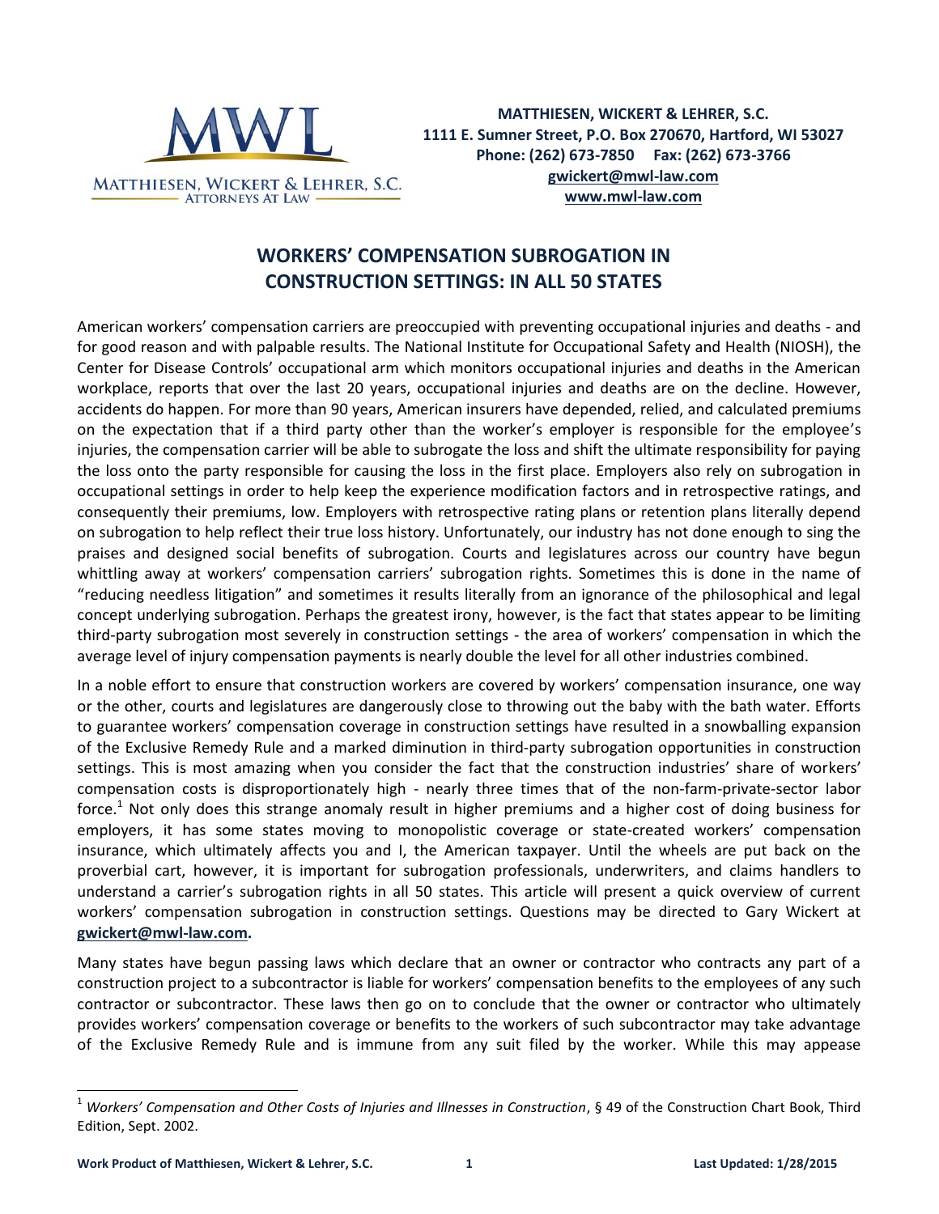MATTHIESEN, WICKERT & LEHRER, S.C.
1111 E. Sumner Street, P.O. Box 270670, Hartford, WI 53027
Phone: (262) 673-7850 Fax: (262) 673-3766
gwickert@mwl-law.com
www.mwl-law.com

# WORKERS' COMPENSATION SUBROGATION IN CONSTRUCTION SETTINGS: IN ALL 50 STATES

American workers' compensation carriers are preoccupied with preventing occupational injuries and deaths - and for good reason and with palpable results. The National Institute for Occupational Safety and Health (NIOSH), the Center for Disease Controls' occupational arm which monitors occupational injuries and deaths in the American workplace, reports that over the last 20 years, occupational injuries and deaths are on the decline. However, accidents do happen. For more than 90 years, American insurers have depended, relied, and calculated premiums on the expectation that if a third party other than the worker's employer is responsible for the employee's injuries, the compensation carrier will be able to subrogate the loss and shift the ultimate responsibility for paying the loss onto the party responsible for causing the loss in the first place. Employers also rely on subrogation in occupational settings in order to help keep the experience modification factors and in retrospective ratings, and consequently their premiums, low. Employers with retrospective rating plans or retention plans literally depend on subrogation to help reflect their true loss history. Unfortunately, our industry has not done enough to sing the praises and designed social benefits of subrogation. Courts and legislatures across our country have begun whittling away at workers' compensation carriers' subrogation rights. Sometimes this is done in the name of "reducing needless litigation" and sometimes it results literally from an ignorance of the philosophical and legal concept underlying subrogation. Perhaps the greatest irony, however, is the fact that states appear to be limiting third-party subrogation most severely in construction settings - the area of workers' compensation in which the average level of injury compensation payments is nearly double the level for all other industries combined.

In a noble effort to ensure that construction workers are covered by workers' compensation insurance, one way or the other, courts and legislatures are dangerously close to throwing out the baby with the bath water. Efforts to guarantee workers' compensation coverage in construction settings have resulted in a snowballing expansion of the Exclusive Remedy Rule and a marked diminution in third-party subrogation opportunities in construction settings. This is most amazing when you consider the fact that the construction industries' share of workers' compensation costs is disproportionately high - nearly three times that of the non-farm-private-sector labor force.[1] Not only does this strange anomaly result in higher premiums and a higher cost of doing business for employers, it has some states moving to monopolistic coverage or state-created workers' compensation insurance, which ultimately affects you and I, the American taxpayer. Until the wheels are put back on the proverbial cart, however, it is important for subrogation professionals, underwriters, and claims handlers to understand a carrier's subrogation rights in all 50 states. This article will present a quick overview of current workers' compensation subrogation in construction settings. Questions may be directed to Gary Wickert at **gwickert@mwl-law.com.**

Many states have begun passing laws which declare that an owner or contractor who contracts any part of a construction project to a subcontractor is liable for workers' compensation benefits to the employees of any such contractor or subcontractor. These laws then go on to conclude that the owner or contractor who ultimately provides workers' compensation coverage or benefits to the workers of such subcontractor may take advantage of the Exclusive Remedy Rule and is immune from any suit filed by the worker. While this may appease

[1] *Workers' Compensation and Other Costs of Injuries and Illnesses in Construction*, § 49 of the Construction Chart Book, Third Edition, Sept. 2002.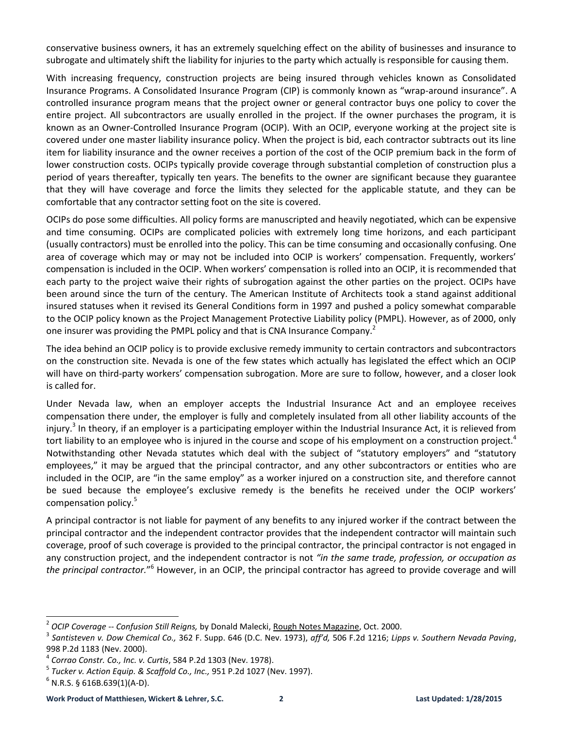conservative business owners, it has an extremely squelching effect on the ability of businesses and insurance to subrogate and ultimately shift the liability for injuries to the party which actually is responsible for causing them.

With increasing frequency, construction projects are being insured through vehicles known as Consolidated Insurance Programs. A Consolidated Insurance Program (CIP) is commonly known as "wrap-around insurance". A controlled insurance program means that the project owner or general contractor buys one policy to cover the entire project. All subcontractors are usually enrolled in the project. If the owner purchases the program, it is known as an Owner-Controlled Insurance Program (OCIP). With an OCIP, everyone working at the project site is covered under one master liability insurance policy. When the project is bid, each contractor subtracts out its line item for liability insurance and the owner receives a portion of the cost of the OCIP premium back in the form of lower construction costs. OCIPs typically provide coverage through substantial completion of construction plus a period of years thereafter, typically ten years. The benefits to the owner are significant because they guarantee that they will have coverage and force the limits they selected for the applicable statute, and they can be comfortable that any contractor setting foot on the site is covered.

OCIPs do pose some difficulties. All policy forms are manuscripted and heavily negotiated, which can be expensive and time consuming. OCIPs are complicated policies with extremely long time horizons, and each participant (usually contractors) must be enrolled into the policy. This can be time consuming and occasionally confusing. One area of coverage which may or may not be included into OCIP is workers' compensation. Frequently, workers' compensation is included in the OCIP. When workers' compensation is rolled into an OCIP, it is recommended that each party to the project waive their rights of subrogation against the other parties on the project. OCIPs have been around since the turn of the century. The American Institute of Architects took a stand against additional insured statuses when it revised its General Conditions form in 1997 and pushed a policy somewhat comparable to the OCIP policy known as the Project Management Protective Liability policy (PMPL). However, as of 2000, only one insurer was providing the PMPL policy and that is CNA Insurance Company.[2]

The idea behind an OCIP policy is to provide exclusive remedy immunity to certain contractors and subcontractors on the construction site. Nevada is one of the few states which actually has legislated the effect which an OCIP will have on third-party workers' compensation subrogation. More are sure to follow, however, and a closer look is called for.

Under Nevada law, when an employer accepts the Industrial Insurance Act and an employee receives compensation there under, the employer is fully and completely insulated from all other liability accounts of the injury.[3] In theory, if an employer is a participating employer within the Industrial Insurance Act, it is relieved from tort liability to an employee who is injured in the course and scope of his employment on a construction project.[4] Notwithstanding other Nevada statutes which deal with the subject of "statutory employers" and "statutory employees," it may be argued that the principal contractor, and any other subcontractors or entities who are included in the OCIP, are "in the same employ" as a worker injured on a construction site, and therefore cannot be sued because the employee's exclusive remedy is the benefits he received under the OCIP workers' compensation policy.[5]

A principal contractor is not liable for payment of any benefits to any injured worker if the contract between the principal contractor and the independent contractor provides that the independent contractor will maintain such coverage, proof of such coverage is provided to the principal contractor, the principal contractor is not engaged in any construction project, and the independent contractor is not *"in the same trade, profession, or occupation as the principal contractor."*[6] However, in an OCIP, the principal contractor has agreed to provide coverage and will

---

[2] *OCIP Coverage -- Confusion Still Reigns,* by Donald Malecki, Rough Notes Magazine, Oct. 2000.

[3] *Santisteven v. Dow Chemical Co.,* 362 F. Supp. 646 (D.C. Nev. 1973), *aff'd,* 506 F.2d 1216; *Lipps v. Southern Nevada Paving*, 998 P.2d 1183 (Nev. 2000).

[4] *Corrao Constr. Co., Inc. v. Curtis*, 584 P.2d 1303 (Nev. 1978).

[5] *Tucker v. Action Equip. & Scaffold Co., Inc.,* 951 P.2d 1027 (Nev. 1997).

[6] N.R.S. § 616B.639(1)(A-D).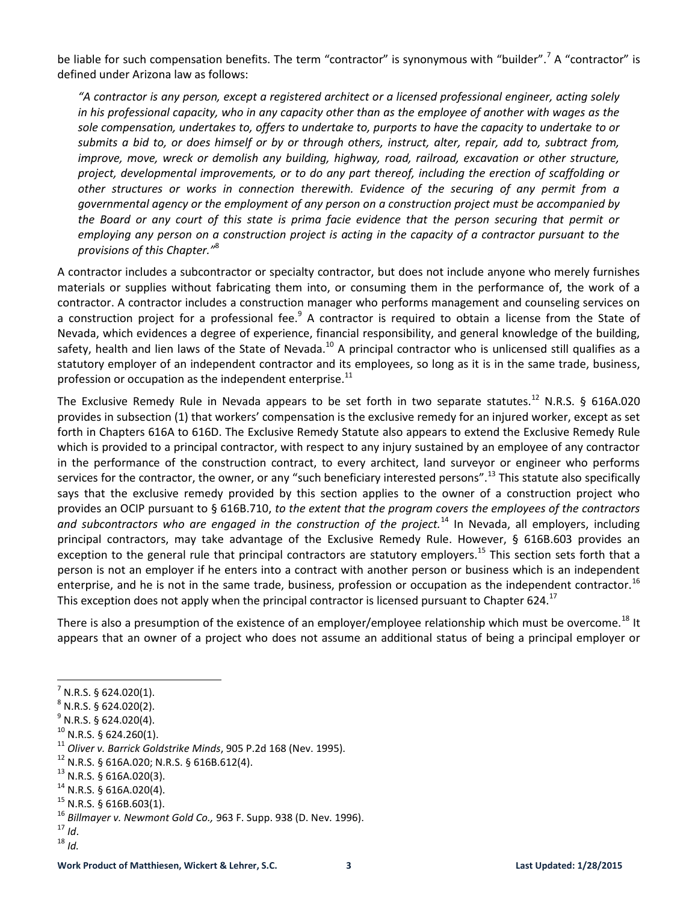be liable for such compensation benefits. The term "contractor" is synonymous with "builder".[7] A "contractor" is defined under Arizona law as follows:

> *"A contractor is any person, except a registered architect or a licensed professional engineer, acting solely in his professional capacity, who in any capacity other than as the employee of another with wages as the sole compensation, undertakes to, offers to undertake to, purports to have the capacity to undertake to or submits a bid to, or does himself or by or through others, instruct, alter, repair, add to, subtract from, improve, move, wreck or demolish any building, highway, road, railroad, excavation or other structure, project, developmental improvements, or to do any part thereof, including the erection of scaffolding or other structures or works in connection therewith. Evidence of the securing of any permit from a governmental agency or the employment of any person on a construction project must be accompanied by the Board or any court of this state is prima facie evidence that the person securing that permit or employing any person on a construction project is acting in the capacity of a contractor pursuant to the provisions of this Chapter."*[8]

A contractor includes a subcontractor or specialty contractor, but does not include anyone who merely furnishes materials or supplies without fabricating them into, or consuming them in the performance of, the work of a contractor. A contractor includes a construction manager who performs management and counseling services on a construction project for a professional fee.[9] A contractor is required to obtain a license from the State of Nevada, which evidences a degree of experience, financial responsibility, and general knowledge of the building, safety, health and lien laws of the State of Nevada.[10] A principal contractor who is unlicensed still qualifies as a statutory employer of an independent contractor and its employees, so long as it is in the same trade, business, profession or occupation as the independent enterprise.[11]

The Exclusive Remedy Rule in Nevada appears to be set forth in two separate statutes.[12] N.R.S. § 616A.020 provides in subsection (1) that workers' compensation is the exclusive remedy for an injured worker, except as set forth in Chapters 616A to 616D. The Exclusive Remedy Statute also appears to extend the Exclusive Remedy Rule which is provided to a principal contractor, with respect to any injury sustained by an employee of any contractor in the performance of the construction contract, to every architect, land surveyor or engineer who performs services for the contractor, the owner, or any "such beneficiary interested persons".[13] This statute also specifically says that the exclusive remedy provided by this section applies to the owner of a construction project who provides an OCIP pursuant to § 616B.710, *to the extent that the program covers the employees of the contractors and subcontractors who are engaged in the construction of the project.*[14] In Nevada, all employers, including principal contractors, may take advantage of the Exclusive Remedy Rule. However, § 616B.603 provides an exception to the general rule that principal contractors are statutory employers.[15] This section sets forth that a person is not an employer if he enters into a contract with another person or business which is an independent enterprise, and he is not in the same trade, business, profession or occupation as the independent contractor.[16] This exception does not apply when the principal contractor is licensed pursuant to Chapter 624.[17]

There is also a presumption of the existence of an employer/employee relationship which must be overcome.[18] It appears that an owner of a project who does not assume an additional status of being a principal employer or

---

[7] N.R.S. § 624.020(1).
[8] N.R.S. § 624.020(2).
[9] N.R.S. § 624.020(4).
[10] N.R.S. § 624.260(1).
[11] *Oliver v. Barrick Goldstrike Minds*, 905 P.2d 168 (Nev. 1995).
[12] N.R.S. § 616A.020; N.R.S. § 616B.612(4).
[13] N.R.S. § 616A.020(3).
[14] N.R.S. § 616A.020(4).
[15] N.R.S. § 616B.603(1).
[16] *Billmayer v. Newmont Gold Co.,* 963 F. Supp. 938 (D. Nev. 1996).
[17] *Id*.
[18] *Id.*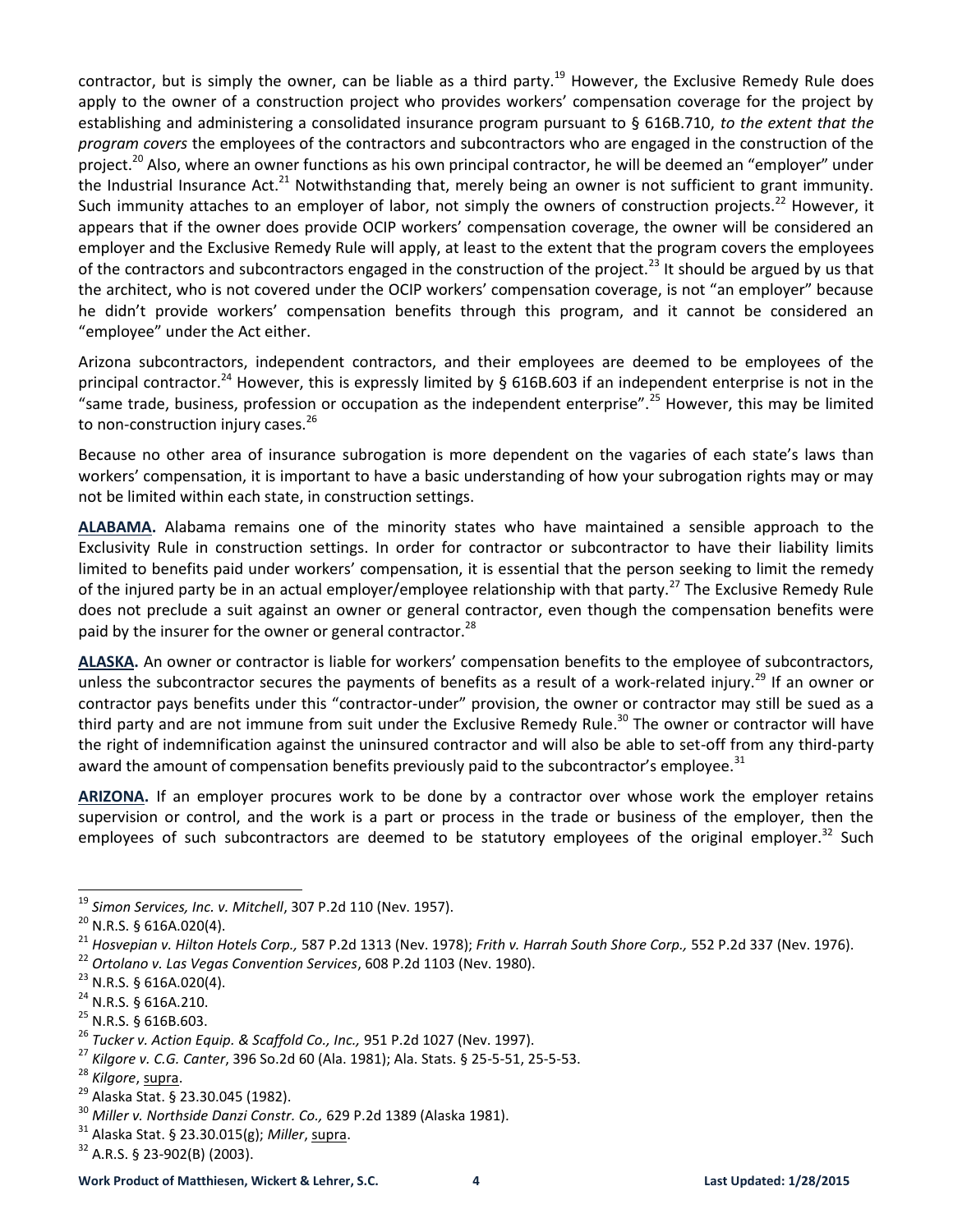contractor, but is simply the owner, can be liable as a third party.[19] However, the Exclusive Remedy Rule does apply to the owner of a construction project who provides workers' compensation coverage for the project by establishing and administering a consolidated insurance program pursuant to § 616B.710, *to the extent that the program covers* the employees of the contractors and subcontractors who are engaged in the construction of the project.[20] Also, where an owner functions as his own principal contractor, he will be deemed an "employer" under the Industrial Insurance Act.[21] Notwithstanding that, merely being an owner is not sufficient to grant immunity. Such immunity attaches to an employer of labor, not simply the owners of construction projects.[22] However, it appears that if the owner does provide OCIP workers' compensation coverage, the owner will be considered an employer and the Exclusive Remedy Rule will apply, at least to the extent that the program covers the employees of the contractors and subcontractors engaged in the construction of the project.[23] It should be argued by us that the architect, who is not covered under the OCIP workers' compensation coverage, is not "an employer" because he didn't provide workers' compensation benefits through this program, and it cannot be considered an "employee" under the Act either.

Arizona subcontractors, independent contractors, and their employees are deemed to be employees of the principal contractor.[24] However, this is expressly limited by § 616B.603 if an independent enterprise is not in the "same trade, business, profession or occupation as the independent enterprise".[25] However, this may be limited to non-construction injury cases.[26]

Because no other area of insurance subrogation is more dependent on the vagaries of each state's laws than workers' compensation, it is important to have a basic understanding of how your subrogation rights may or may not be limited within each state, in construction settings.

**ALABAMA.** Alabama remains one of the minority states who have maintained a sensible approach to the Exclusivity Rule in construction settings. In order for contractor or subcontractor to have their liability limits limited to benefits paid under workers' compensation, it is essential that the person seeking to limit the remedy of the injured party be in an actual employer/employee relationship with that party.[27] The Exclusive Remedy Rule does not preclude a suit against an owner or general contractor, even though the compensation benefits were paid by the insurer for the owner or general contractor.[28]

**ALASKA.** An owner or contractor is liable for workers' compensation benefits to the employee of subcontractors, unless the subcontractor secures the payments of benefits as a result of a work-related injury.[29] If an owner or contractor pays benefits under this "contractor-under" provision, the owner or contractor may still be sued as a third party and are not immune from suit under the Exclusive Remedy Rule.[30] The owner or contractor will have the right of indemnification against the uninsured contractor and will also be able to set-off from any third-party award the amount of compensation benefits previously paid to the subcontractor's employee.[31]

**ARIZONA.** If an employer procures work to be done by a contractor over whose work the employer retains supervision or control, and the work is a part or process in the trade or business of the employer, then the employees of such subcontractors are deemed to be statutory employees of the original employer.[32] Such

---

[19] *Simon Services, Inc. v. Mitchell*, 307 P.2d 110 (Nev. 1957).
[20] N.R.S. § 616A.020(4).
[21] *Hosvepian v. Hilton Hotels Corp.,* 587 P.2d 1313 (Nev. 1978); *Frith v. Harrah South Shore Corp.,* 552 P.2d 337 (Nev. 1976).
[22] *Ortolano v. Las Vegas Convention Services*, 608 P.2d 1103 (Nev. 1980).
[23] N.R.S. § 616A.020(4).
[24] N.R.S. § 616A.210.
[25] N.R.S. § 616B.603.
[26] *Tucker v. Action Equip. & Scaffold Co., Inc.,* 951 P.2d 1027 (Nev. 1997).
[27] *Kilgore v. C.G. Canter*, 396 So.2d 60 (Ala. 1981); Ala. Stats. § 25-5-51, 25-5-53.
[28] *Kilgore*, supra.
[29] Alaska Stat. § 23.30.045 (1982).
[30] *Miller v. Northside Danzi Constr. Co.,* 629 P.2d 1389 (Alaska 1981).
[31] Alaska Stat. § 23.30.015(g); *Miller*, supra.
[32] A.R.S. § 23-902(B) (2003).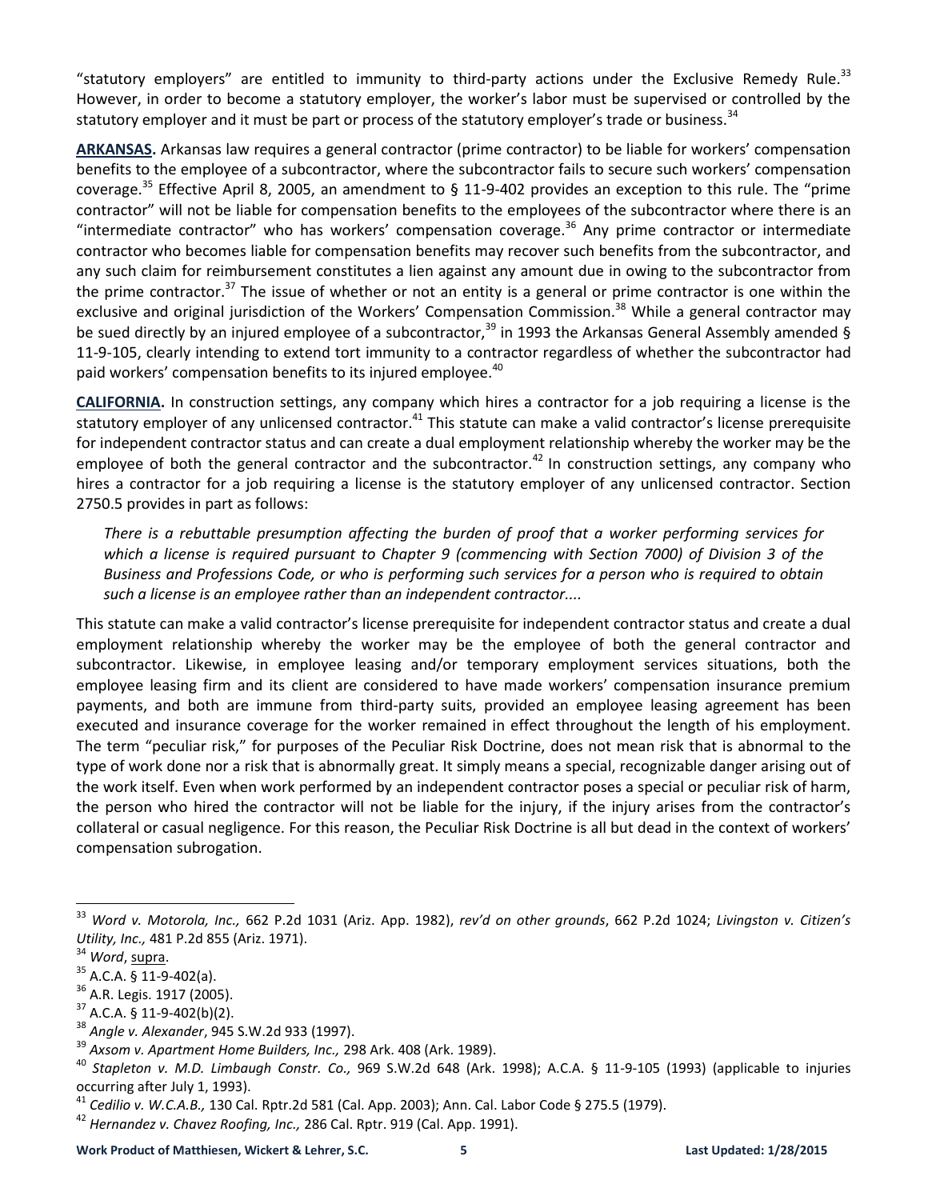"statutory employers" are entitled to immunity to third-party actions under the Exclusive Remedy Rule.[33] However, in order to become a statutory employer, the worker's labor must be supervised or controlled by the statutory employer and it must be part or process of the statutory employer's trade or business.[34]

**ARKANSAS.** Arkansas law requires a general contractor (prime contractor) to be liable for workers' compensation benefits to the employee of a subcontractor, where the subcontractor fails to secure such workers' compensation coverage.[35] Effective April 8, 2005, an amendment to § 11-9-402 provides an exception to this rule. The "prime contractor" will not be liable for compensation benefits to the employees of the subcontractor where there is an "intermediate contractor" who has workers' compensation coverage.[36] Any prime contractor or intermediate contractor who becomes liable for compensation benefits may recover such benefits from the subcontractor, and any such claim for reimbursement constitutes a lien against any amount due in owing to the subcontractor from the prime contractor.[37] The issue of whether or not an entity is a general or prime contractor is one within the exclusive and original jurisdiction of the Workers' Compensation Commission.[38] While a general contractor may be sued directly by an injured employee of a subcontractor,[39] in 1993 the Arkansas General Assembly amended § 11-9-105, clearly intending to extend tort immunity to a contractor regardless of whether the subcontractor had paid workers' compensation benefits to its injured employee.[40]

**CALIFORNIA.** In construction settings, any company which hires a contractor for a job requiring a license is the statutory employer of any unlicensed contractor.[41] This statute can make a valid contractor's license prerequisite for independent contractor status and can create a dual employment relationship whereby the worker may be the employee of both the general contractor and the subcontractor.[42] In construction settings, any company who hires a contractor for a job requiring a license is the statutory employer of any unlicensed contractor. Section 2750.5 provides in part as follows:

> *There is a rebuttable presumption affecting the burden of proof that a worker performing services for which a license is required pursuant to Chapter 9 (commencing with Section 7000) of Division 3 of the Business and Professions Code, or who is performing such services for a person who is required to obtain such a license is an employee rather than an independent contractor....*

This statute can make a valid contractor's license prerequisite for independent contractor status and create a dual employment relationship whereby the worker may be the employee of both the general contractor and subcontractor. Likewise, in employee leasing and/or temporary employment services situations, both the employee leasing firm and its client are considered to have made workers' compensation insurance premium payments, and both are immune from third-party suits, provided an employee leasing agreement has been executed and insurance coverage for the worker remained in effect throughout the length of his employment. The term "peculiar risk," for purposes of the Peculiar Risk Doctrine, does not mean risk that is abnormal to the type of work done nor a risk that is abnormally great. It simply means a special, recognizable danger arising out of the work itself. Even when work performed by an independent contractor poses a special or peculiar risk of harm, the person who hired the contractor will not be liable for the injury, if the injury arises from the contractor's collateral or casual negligence. For this reason, the Peculiar Risk Doctrine is all but dead in the context of workers' compensation subrogation.

---

[33] *Word v. Motorola, Inc.,* 662 P.2d 1031 (Ariz. App. 1982), *rev'd on other grounds*, 662 P.2d 1024; *Livingston v. Citizen's Utility, Inc.,* 481 P.2d 855 (Ariz. 1971).

[34] *Word*, supra.

[35] A.C.A. § 11-9-402(a).

[36] A.R. Legis. 1917 (2005).

[37] A.C.A. § 11-9-402(b)(2).

[38] *Angle v. Alexander*, 945 S.W.2d 933 (1997).

[39] *Axsom v. Apartment Home Builders, Inc.,* 298 Ark. 408 (Ark. 1989).

[40] *Stapleton v. M.D. Limbaugh Constr. Co.,* 969 S.W.2d 648 (Ark. 1998); A.C.A. § 11-9-105 (1993) (applicable to injuries occurring after July 1, 1993).

[41] *Cedilio v. W.C.A.B.,* 130 Cal. Rptr.2d 581 (Cal. App. 2003); Ann. Cal. Labor Code § 275.5 (1979).

[42] *Hernandez v. Chavez Roofing, Inc.,* 286 Cal. Rptr. 919 (Cal. App. 1991).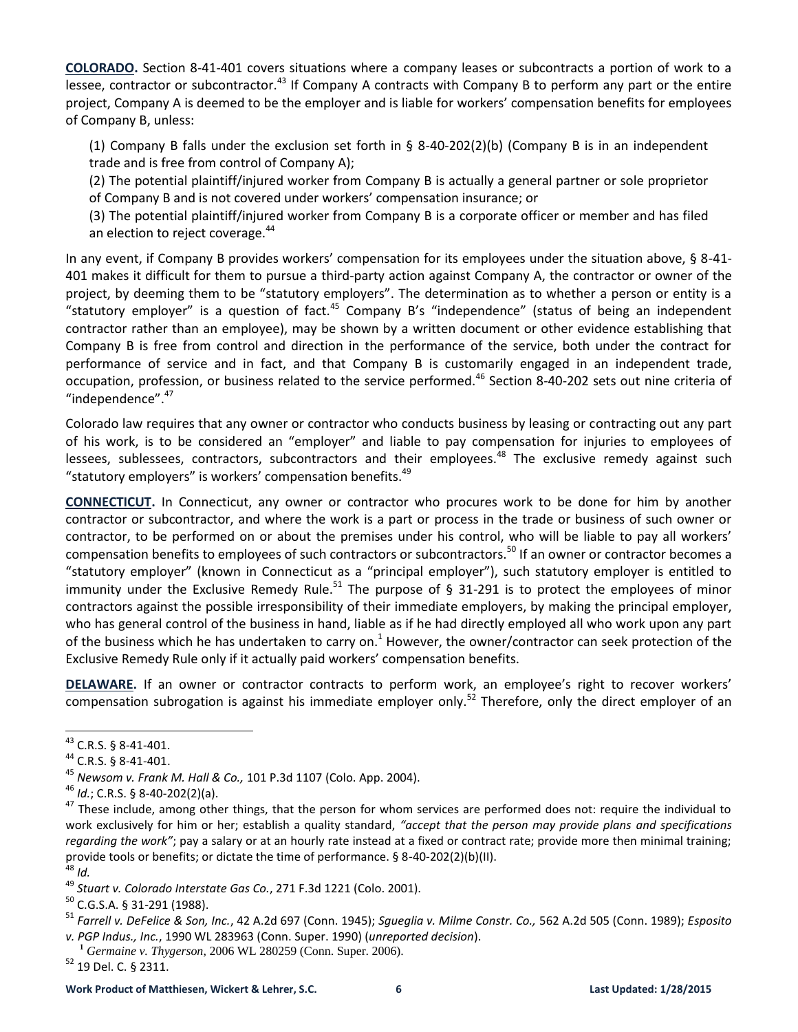**COLORADO.** Section 8-41-401 covers situations where a company leases or subcontracts a portion of work to a lessee, contractor or subcontractor.[43] If Company A contracts with Company B to perform any part or the entire project, Company A is deemed to be the employer and is liable for workers' compensation benefits for employees of Company B, unless:

(1) Company B falls under the exclusion set forth in § 8-40-202(2)(b) (Company B is in an independent trade and is free from control of Company A);
(2) The potential plaintiff/injured worker from Company B is actually a general partner or sole proprietor of Company B and is not covered under workers' compensation insurance; or
(3) The potential plaintiff/injured worker from Company B is a corporate officer or member and has filed an election to reject coverage.[44]

In any event, if Company B provides workers' compensation for its employees under the situation above, § 8-41-401 makes it difficult for them to pursue a third-party action against Company A, the contractor or owner of the project, by deeming them to be "statutory employers". The determination as to whether a person or entity is a "statutory employer" is a question of fact.[45] Company B's "independence" (status of being an independent contractor rather than an employee), may be shown by a written document or other evidence establishing that Company B is free from control and direction in the performance of the service, both under the contract for performance of service and in fact, and that Company B is customarily engaged in an independent trade, occupation, profession, or business related to the service performed.[46] Section 8-40-202 sets out nine criteria of "independence".[47]

Colorado law requires that any owner or contractor who conducts business by leasing or contracting out any part of his work, is to be considered an "employer" and liable to pay compensation for injuries to employees of lessees, sublessees, contractors, subcontractors and their employees.[48] The exclusive remedy against such "statutory employers" is workers' compensation benefits.[49]

**CONNECTICUT.** In Connecticut, any owner or contractor who procures work to be done for him by another contractor or subcontractor, and where the work is a part or process in the trade or business of such owner or contractor, to be performed on or about the premises under his control, who will be liable to pay all workers' compensation benefits to employees of such contractors or subcontractors.[50] If an owner or contractor becomes a "statutory employer" (known in Connecticut as a "principal employer"), such statutory employer is entitled to immunity under the Exclusive Remedy Rule.[51] The purpose of § 31-291 is to protect the employees of minor contractors against the possible irresponsibility of their immediate employers, by making the principal employer, who has general control of the business in hand, liable as if he had directly employed all who work upon any part of the business which he has undertaken to carry on.[1] However, the owner/contractor can seek protection of the Exclusive Remedy Rule only if it actually paid workers' compensation benefits.

**DELAWARE.** If an owner or contractor contracts to perform work, an employee's right to recover workers' compensation subrogation is against his immediate employer only.[52] Therefore, only the direct employer of an

---

[43] C.R.S. § 8-41-401.
[44] C.R.S. § 8-41-401.
[45] *Newsom v. Frank M. Hall & Co.,* 101 P.3d 1107 (Colo. App. 2004).
[46] *Id.*; C.R.S. § 8-40-202(2)(a).
[47] These include, among other things, that the person for whom services are performed does not: require the individual to work exclusively for him or her; establish a quality standard, *"accept that the person may provide plans and specifications regarding the work"*; pay a salary or at an hourly rate instead at a fixed or contract rate; provide more then minimal training; provide tools or benefits; or dictate the time of performance. § 8-40-202(2)(b)(II).
[48] *Id.*
[49] *Stuart v. Colorado Interstate Gas Co.*, 271 F.3d 1221 (Colo. 2001).
[50] C.G.S.A. § 31-291 (1988).
[51] *Farrell v. DeFelice & Son, Inc.*, 42 A.2d 697 (Conn. 1945); *Sgueglia v. Milme Constr. Co.,* 562 A.2d 505 (Conn. 1989); *Esposito v. PGP Indus., Inc.*, 1990 WL 283963 (Conn. Super. 1990) (*unreported decision*).
[1] *Germaine v. Thygerson*, 2006 WL 280259 (Conn. Super. 2006).
[52] 19 Del. C. § 2311.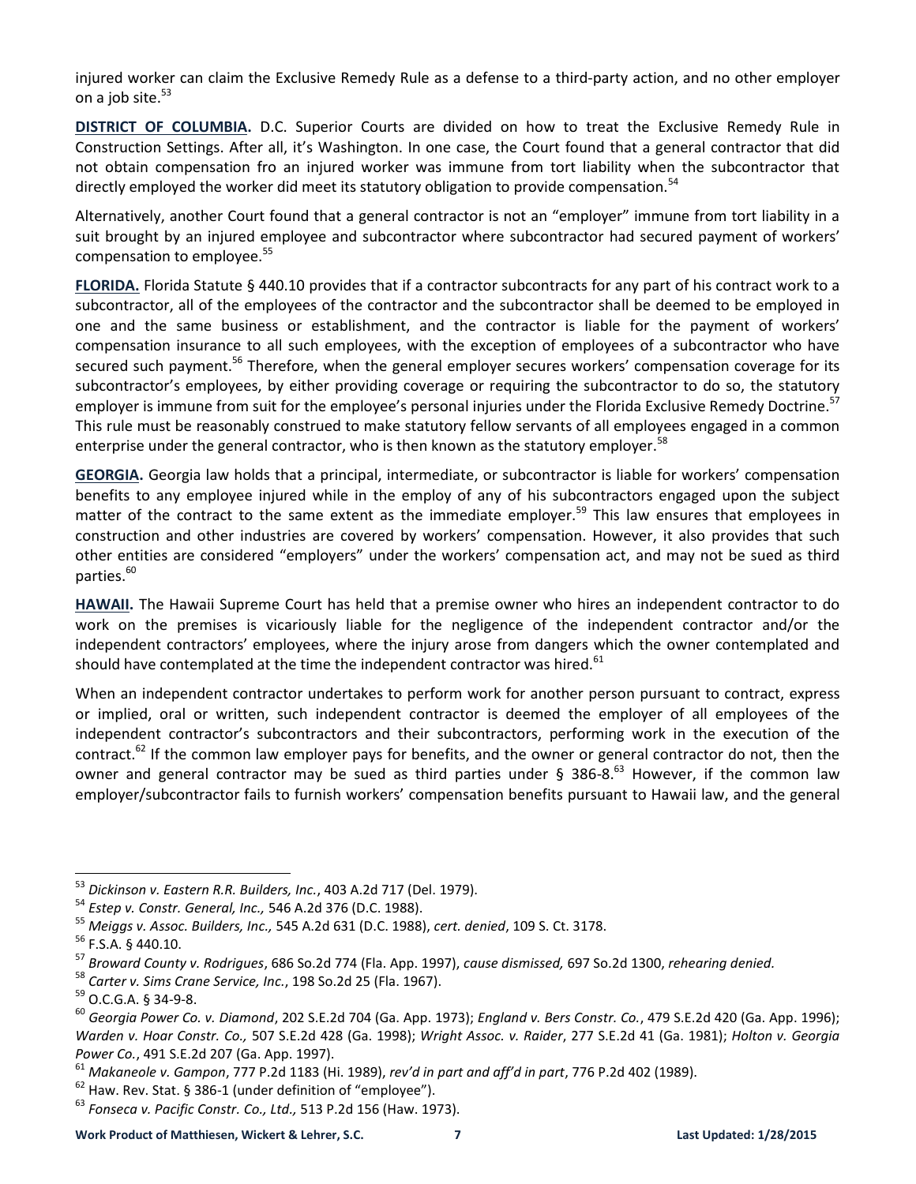injured worker can claim the Exclusive Remedy Rule as a defense to a third-party action, and no other employer on a job site.[53]

**DISTRICT OF COLUMBIA.** D.C. Superior Courts are divided on how to treat the Exclusive Remedy Rule in Construction Settings. After all, it's Washington. In one case, the Court found that a general contractor that did not obtain compensation fro an injured worker was immune from tort liability when the subcontractor that directly employed the worker did meet its statutory obligation to provide compensation.[54]

Alternatively, another Court found that a general contractor is not an "employer" immune from tort liability in a suit brought by an injured employee and subcontractor where subcontractor had secured payment of workers' compensation to employee.[55]

**FLORIDA.** Florida Statute § 440.10 provides that if a contractor subcontracts for any part of his contract work to a subcontractor, all of the employees of the contractor and the subcontractor shall be deemed to be employed in one and the same business or establishment, and the contractor is liable for the payment of workers' compensation insurance to all such employees, with the exception of employees of a subcontractor who have secured such payment.[56] Therefore, when the general employer secures workers' compensation coverage for its subcontractor's employees, by either providing coverage or requiring the subcontractor to do so, the statutory employer is immune from suit for the employee's personal injuries under the Florida Exclusive Remedy Doctrine.[57] This rule must be reasonably construed to make statutory fellow servants of all employees engaged in a common enterprise under the general contractor, who is then known as the statutory employer.[58]

**GEORGIA.** Georgia law holds that a principal, intermediate, or subcontractor is liable for workers' compensation benefits to any employee injured while in the employ of any of his subcontractors engaged upon the subject matter of the contract to the same extent as the immediate employer.[59] This law ensures that employees in construction and other industries are covered by workers' compensation. However, it also provides that such other entities are considered "employers" under the workers' compensation act, and may not be sued as third parties.[60]

**HAWAII.** The Hawaii Supreme Court has held that a premise owner who hires an independent contractor to do work on the premises is vicariously liable for the negligence of the independent contractor and/or the independent contractors' employees, where the injury arose from dangers which the owner contemplated and should have contemplated at the time the independent contractor was hired.[61]

When an independent contractor undertakes to perform work for another person pursuant to contract, express or implied, oral or written, such independent contractor is deemed the employer of all employees of the independent contractor's subcontractors and their subcontractors, performing work in the execution of the contract.[62] If the common law employer pays for benefits, and the owner or general contractor do not, then the owner and general contractor may be sued as third parties under § 386-8.[63] However, if the common law employer/subcontractor fails to furnish workers' compensation benefits pursuant to Hawaii law, and the general

---

[53] *Dickinson v. Eastern R.R. Builders, Inc.*, 403 A.2d 717 (Del. 1979).

[54] *Estep v. Constr. General, Inc.,* 546 A.2d 376 (D.C. 1988).

[55] *Meiggs v. Assoc. Builders, Inc.,* 545 A.2d 631 (D.C. 1988), *cert. denied*, 109 S. Ct. 3178.

[56] F.S.A. § 440.10.

[57] *Broward County v. Rodrigues*, 686 So.2d 774 (Fla. App. 1997), *cause dismissed,* 697 So.2d 1300, *rehearing denied.*

[58] *Carter v. Sims Crane Service, Inc.*, 198 So.2d 25 (Fla. 1967).

[59] O.C.G.A. § 34-9-8.

[60] *Georgia Power Co. v. Diamond*, 202 S.E.2d 704 (Ga. App. 1973); *England v. Bers Constr. Co.*, 479 S.E.2d 420 (Ga. App. 1996); *Warden v. Hoar Constr. Co.,* 507 S.E.2d 428 (Ga. 1998); *Wright Assoc. v. Raider*, 277 S.E.2d 41 (Ga. 1981); *Holton v. Georgia Power Co.*, 491 S.E.2d 207 (Ga. App. 1997).

[61] *Makaneole v. Gampon*, 777 P.2d 1183 (Hi. 1989), *rev'd in part and aff'd in part*, 776 P.2d 402 (1989).

[62] Haw. Rev. Stat. § 386-1 (under definition of "employee").

[63] *Fonseca v. Pacific Constr. Co., Ltd.,* 513 P.2d 156 (Haw. 1973).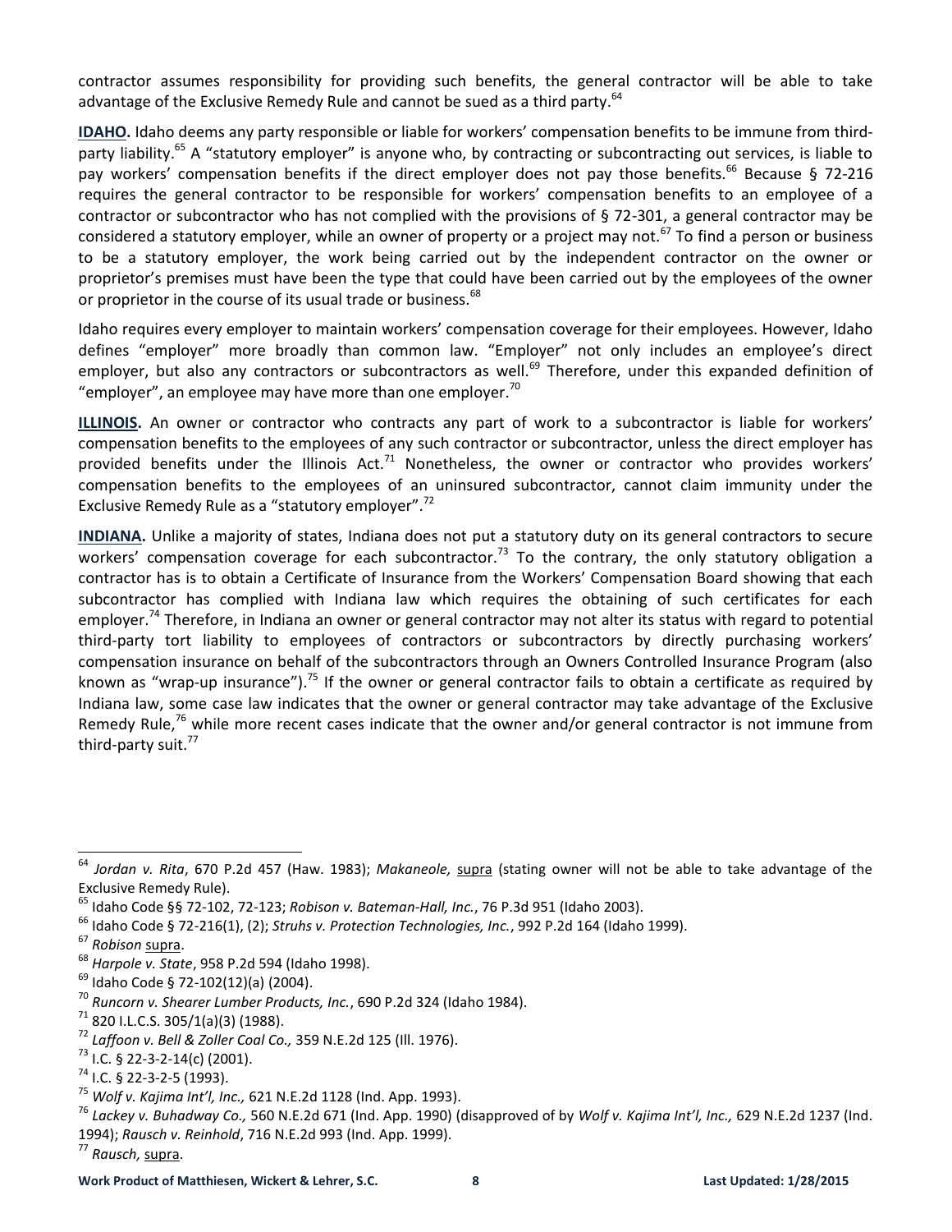contractor assumes responsibility for providing such benefits, the general contractor will be able to take advantage of the Exclusive Remedy Rule and cannot be sued as a third party.[64]

**IDAHO.** Idaho deems any party responsible or liable for workers' compensation benefits to be immune from third-party liability.[65] A "statutory employer" is anyone who, by contracting or subcontracting out services, is liable to pay workers' compensation benefits if the direct employer does not pay those benefits.[66] Because § 72-216 requires the general contractor to be responsible for workers' compensation benefits to an employee of a contractor or subcontractor who has not complied with the provisions of § 72-301, a general contractor may be considered a statutory employer, while an owner of property or a project may not.[67] To find a person or business to be a statutory employer, the work being carried out by the independent contractor on the owner or proprietor's premises must have been the type that could have been carried out by the employees of the owner or proprietor in the course of its usual trade or business.[68]

Idaho requires every employer to maintain workers' compensation coverage for their employees. However, Idaho defines "employer" more broadly than common law. "Employer" not only includes an employee's direct employer, but also any contractors or subcontractors as well.[69] Therefore, under this expanded definition of "employer", an employee may have more than one employer.[70]

**ILLINOIS.** An owner or contractor who contracts any part of work to a subcontractor is liable for workers' compensation benefits to the employees of any such contractor or subcontractor, unless the direct employer has provided benefits under the Illinois Act.[71] Nonetheless, the owner or contractor who provides workers' compensation benefits to the employees of an uninsured subcontractor, cannot claim immunity under the Exclusive Remedy Rule as a "statutory employer".[72]

**INDIANA.** Unlike a majority of states, Indiana does not put a statutory duty on its general contractors to secure workers' compensation coverage for each subcontractor.[73] To the contrary, the only statutory obligation a contractor has is to obtain a Certificate of Insurance from the Workers' Compensation Board showing that each subcontractor has complied with Indiana law which requires the obtaining of such certificates for each employer.[74] Therefore, in Indiana an owner or general contractor may not alter its status with regard to potential third-party tort liability to employees of contractors or subcontractors by directly purchasing workers' compensation insurance on behalf of the subcontractors through an Owners Controlled Insurance Program (also known as "wrap-up insurance").[75] If the owner or general contractor fails to obtain a certificate as required by Indiana law, some case law indicates that the owner or general contractor may take advantage of the Exclusive Remedy Rule,[76] while more recent cases indicate that the owner and/or general contractor is not immune from third-party suit.[77]

---

[64] *Jordan v. Rita*, 670 P.2d 457 (Haw. 1983); *Makaneole,* supra (stating owner will not be able to take advantage of the Exclusive Remedy Rule).

[65] Idaho Code §§ 72-102, 72-123; *Robison v. Bateman-Hall, Inc.*, 76 P.3d 951 (Idaho 2003).

[66] Idaho Code § 72-216(1), (2); *Struhs v. Protection Technologies, Inc.*, 992 P.2d 164 (Idaho 1999).

[67] *Robison* supra.

[68] *Harpole v. State*, 958 P.2d 594 (Idaho 1998).

[69] Idaho Code § 72-102(12)(a) (2004).

[70] *Runcorn v. Shearer Lumber Products, Inc.*, 690 P.2d 324 (Idaho 1984).

[71] 820 I.L.C.S. 305/1(a)(3) (1988).

[72] *Laffoon v. Bell & Zoller Coal Co.,* 359 N.E.2d 125 (Ill. 1976).

[73] I.C. § 22-3-2-14(c) (2001).

[74] I.C. § 22-3-2-5 (1993).

[75] *Wolf v. Kajima Int'l, Inc.,* 621 N.E.2d 1128 (Ind. App. 1993).

[76] *Lackey v. Buhadway Co.,* 560 N.E.2d 671 (Ind. App. 1990) (disapproved of by *Wolf v. Kajima Int'l, Inc.,* 629 N.E.2d 1237 (Ind. 1994); *Rausch v. Reinhold*, 716 N.E.2d 993 (Ind. App. 1999).

[77] *Rausch,* supra.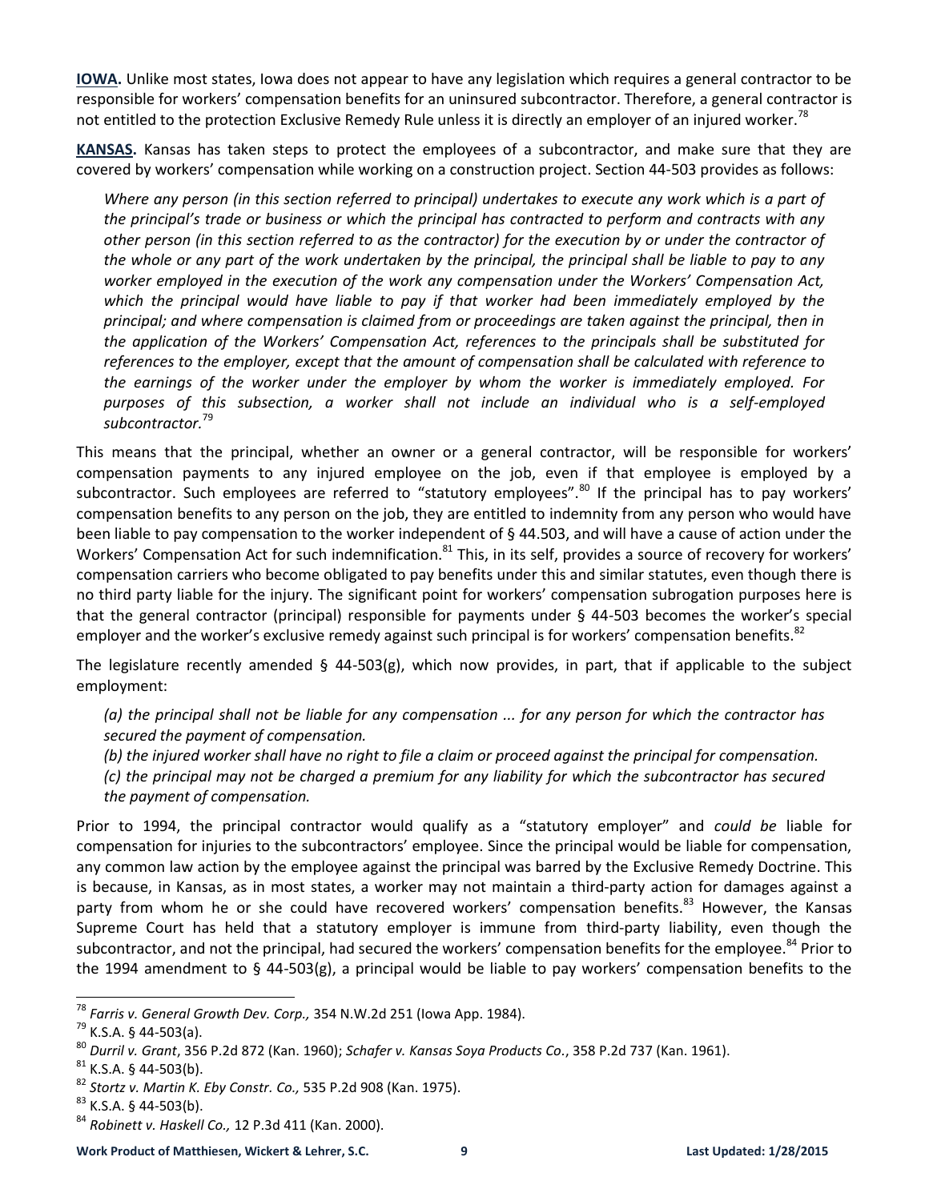**IOWA.** Unlike most states, Iowa does not appear to have any legislation which requires a general contractor to be responsible for workers' compensation benefits for an uninsured subcontractor. Therefore, a general contractor is not entitled to the protection Exclusive Remedy Rule unless it is directly an employer of an injured worker.[78]

**KANSAS.** Kansas has taken steps to protect the employees of a subcontractor, and make sure that they are covered by workers' compensation while working on a construction project. Section 44-503 provides as follows:

> *Where any person (in this section referred to principal) undertakes to execute any work which is a part of the principal's trade or business or which the principal has contracted to perform and contracts with any other person (in this section referred to as the contractor) for the execution by or under the contractor of the whole or any part of the work undertaken by the principal, the principal shall be liable to pay to any worker employed in the execution of the work any compensation under the Workers' Compensation Act, which the principal would have liable to pay if that worker had been immediately employed by the principal; and where compensation is claimed from or proceedings are taken against the principal, then in the application of the Workers' Compensation Act, references to the principals shall be substituted for references to the employer, except that the amount of compensation shall be calculated with reference to the earnings of the worker under the employer by whom the worker is immediately employed. For purposes of this subsection, a worker shall not include an individual who is a self-employed subcontractor.*[79]

This means that the principal, whether an owner or a general contractor, will be responsible for workers' compensation payments to any injured employee on the job, even if that employee is employed by a subcontractor. Such employees are referred to "statutory employees".[80] If the principal has to pay workers' compensation benefits to any person on the job, they are entitled to indemnity from any person who would have been liable to pay compensation to the worker independent of § 44.503, and will have a cause of action under the Workers' Compensation Act for such indemnification.[81] This, in its self, provides a source of recovery for workers' compensation carriers who become obligated to pay benefits under this and similar statutes, even though there is no third party liable for the injury. The significant point for workers' compensation subrogation purposes here is that the general contractor (principal) responsible for payments under § 44-503 becomes the worker's special employer and the worker's exclusive remedy against such principal is for workers' compensation benefits.[82]

The legislature recently amended § 44-503(g), which now provides, in part, that if applicable to the subject employment:

> *(a) the principal shall not be liable for any compensation ... for any person for which the contractor has secured the payment of compensation.*
> *(b) the injured worker shall have no right to file a claim or proceed against the principal for compensation.*
> *(c) the principal may not be charged a premium for any liability for which the subcontractor has secured the payment of compensation.*

Prior to 1994, the principal contractor would qualify as a "statutory employer" and *could be* liable for compensation for injuries to the subcontractors' employee. Since the principal would be liable for compensation, any common law action by the employee against the principal was barred by the Exclusive Remedy Doctrine. This is because, in Kansas, as in most states, a worker may not maintain a third-party action for damages against a party from whom he or she could have recovered workers' compensation benefits.[83] However, the Kansas Supreme Court has held that a statutory employer is immune from third-party liability, even though the subcontractor, and not the principal, had secured the workers' compensation benefits for the employee.[84] Prior to the 1994 amendment to § 44-503(g), a principal would be liable to pay workers' compensation benefits to the

---

[78] *Farris v. General Growth Dev. Corp.,* 354 N.W.2d 251 (Iowa App. 1984).
[79] K.S.A. § 44-503(a).
[80] *Durril v. Grant*, 356 P.2d 872 (Kan. 1960); *Schafer v. Kansas Soya Products Co.*, 358 P.2d 737 (Kan. 1961).
[81] K.S.A. § 44-503(b).
[82] *Stortz v. Martin K. Eby Constr. Co.,* 535 P.2d 908 (Kan. 1975).
[83] K.S.A. § 44-503(b).
[84] *Robinett v. Haskell Co.,* 12 P.3d 411 (Kan. 2000).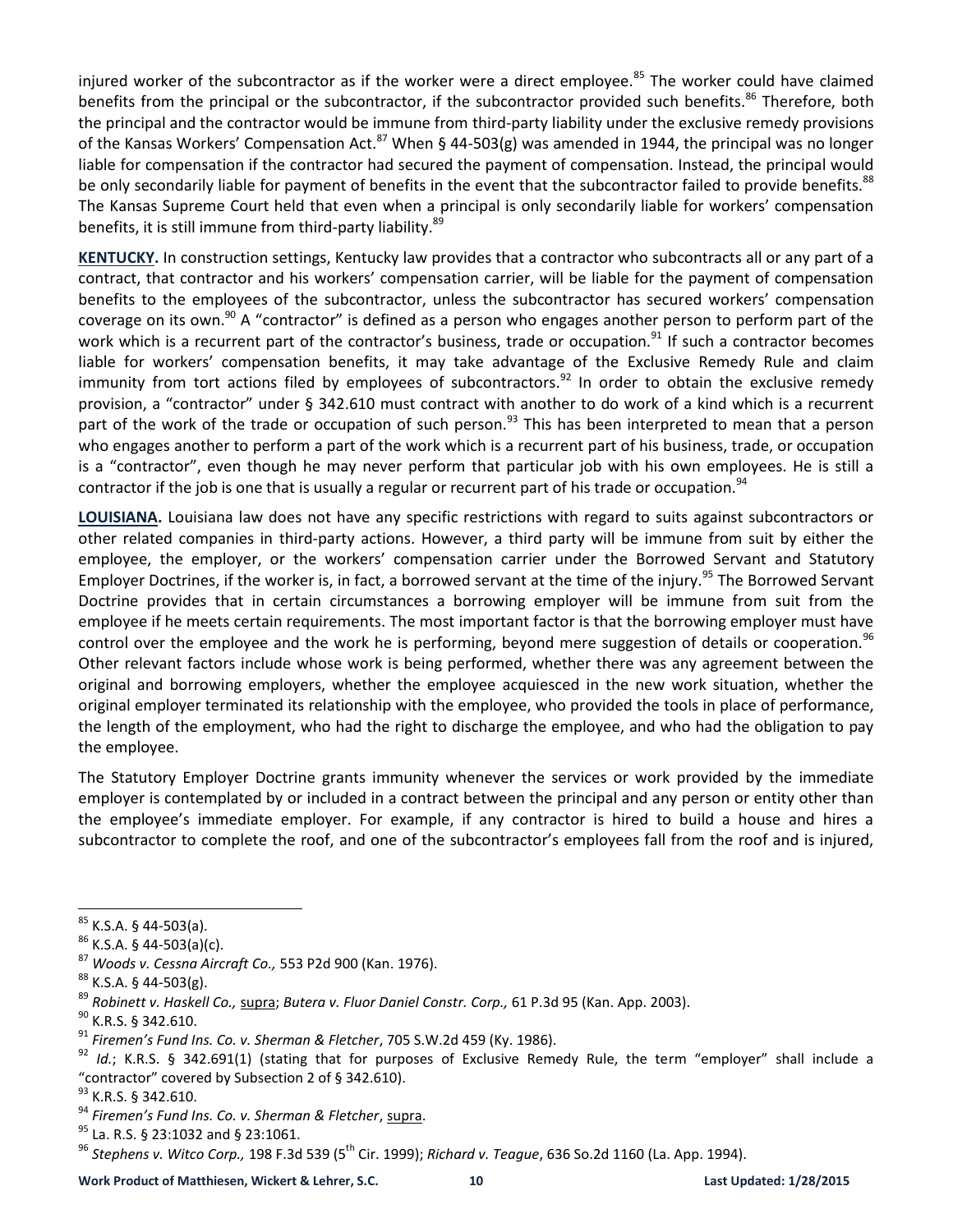injured worker of the subcontractor as if the worker were a direct employee.[85] The worker could have claimed benefits from the principal or the subcontractor, if the subcontractor provided such benefits.[86] Therefore, both the principal and the contractor would be immune from third-party liability under the exclusive remedy provisions of the Kansas Workers' Compensation Act.[87] When § 44-503(g) was amended in 1944, the principal was no longer liable for compensation if the contractor had secured the payment of compensation. Instead, the principal would be only secondarily liable for payment of benefits in the event that the subcontractor failed to provide benefits.[88] The Kansas Supreme Court held that even when a principal is only secondarily liable for workers' compensation benefits, it is still immune from third-party liability.[89]

**KENTUCKY.** In construction settings, Kentucky law provides that a contractor who subcontracts all or any part of a contract, that contractor and his workers' compensation carrier, will be liable for the payment of compensation benefits to the employees of the subcontractor, unless the subcontractor has secured workers' compensation coverage on its own.[90] A "contractor" is defined as a person who engages another person to perform part of the work which is a recurrent part of the contractor's business, trade or occupation.[91] If such a contractor becomes liable for workers' compensation benefits, it may take advantage of the Exclusive Remedy Rule and claim immunity from tort actions filed by employees of subcontractors.[92] In order to obtain the exclusive remedy provision, a "contractor" under § 342.610 must contract with another to do work of a kind which is a recurrent part of the work of the trade or occupation of such person.[93] This has been interpreted to mean that a person who engages another to perform a part of the work which is a recurrent part of his business, trade, or occupation is a "contractor", even though he may never perform that particular job with his own employees. He is still a contractor if the job is one that is usually a regular or recurrent part of his trade or occupation.[94]

**LOUISIANA.** Louisiana law does not have any specific restrictions with regard to suits against subcontractors or other related companies in third-party actions. However, a third party will be immune from suit by either the employee, the employer, or the workers' compensation carrier under the Borrowed Servant and Statutory Employer Doctrines, if the worker is, in fact, a borrowed servant at the time of the injury.[95] The Borrowed Servant Doctrine provides that in certain circumstances a borrowing employer will be immune from suit from the employee if he meets certain requirements. The most important factor is that the borrowing employer must have control over the employee and the work he is performing, beyond mere suggestion of details or cooperation.[96] Other relevant factors include whose work is being performed, whether there was any agreement between the original and borrowing employers, whether the employee acquiesced in the new work situation, whether the original employer terminated its relationship with the employee, who provided the tools in place of performance, the length of the employment, who had the right to discharge the employee, and who had the obligation to pay the employee.

The Statutory Employer Doctrine grants immunity whenever the services or work provided by the immediate employer is contemplated by or included in a contract between the principal and any person or entity other than the employee's immediate employer. For example, if any contractor is hired to build a house and hires a subcontractor to complete the roof, and one of the subcontractor's employees fall from the roof and is injured,

---

[85] K.S.A. § 44-503(a).

[86] K.S.A. § 44-503(a)(c).

[87] *Woods v. Cessna Aircraft Co.,* 553 P2d 900 (Kan. 1976).

[88] K.S.A. § 44-503(g).

[89] *Robinett v. Haskell Co.,* supra; *Butera v. Fluor Daniel Constr. Corp.,* 61 P.3d 95 (Kan. App. 2003).

[90] K.R.S. § 342.610.

[91] *Firemen's Fund Ins. Co. v. Sherman & Fletcher*, 705 S.W.2d 459 (Ky. 1986).

[92] *Id.*; K.R.S. § 342.691(1) (stating that for purposes of Exclusive Remedy Rule, the term "employer" shall include a "contractor" covered by Subsection 2 of § 342.610).

[93] K.R.S. § 342.610.

[94] *Firemen's Fund Ins. Co. v. Sherman & Fletcher*, supra.

[95] La. R.S. § 23:1032 and § 23:1061.

[96] *Stephens v. Witco Corp.,* 198 F.3d 539 (5th Cir. 1999); *Richard v. Teague*, 636 So.2d 1160 (La. App. 1994).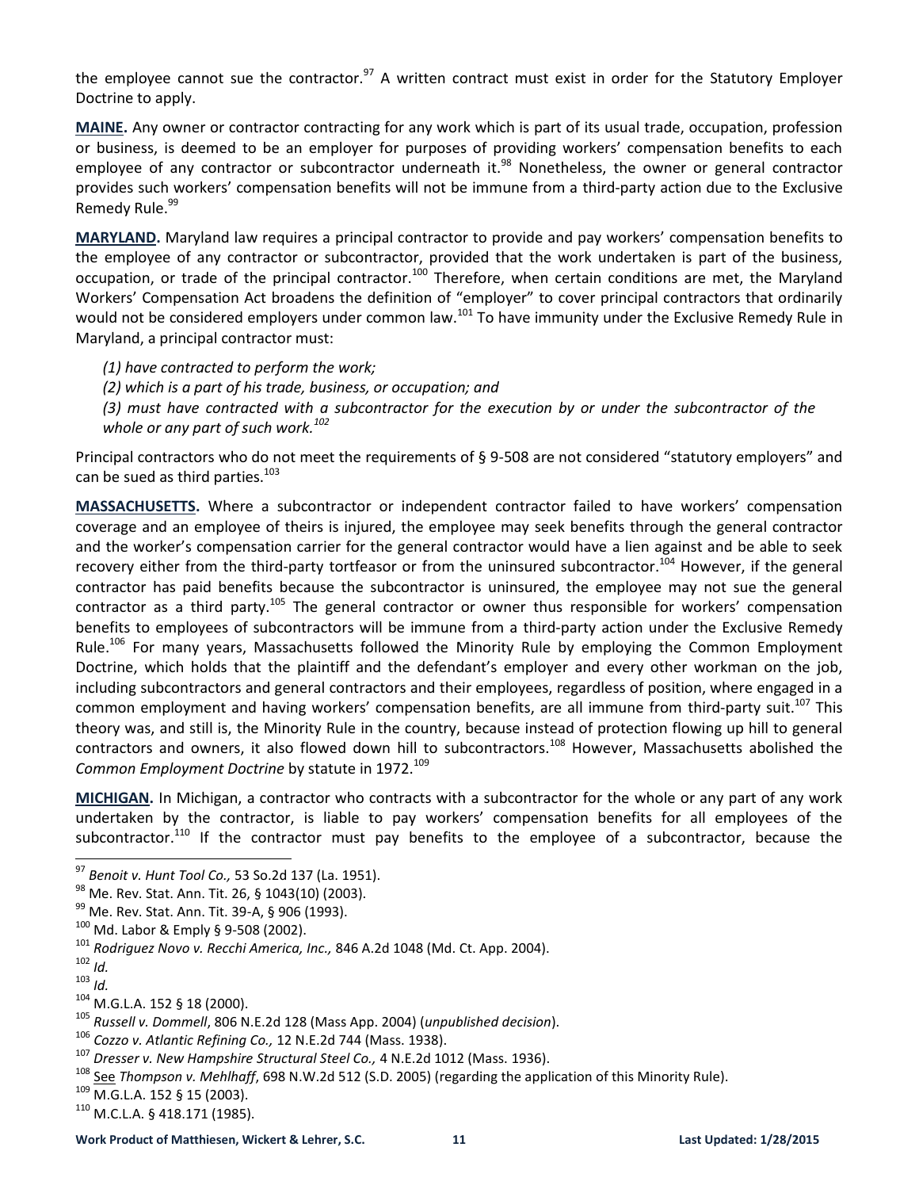the employee cannot sue the contractor.[97] A written contract must exist in order for the Statutory Employer Doctrine to apply.

**MAINE.** Any owner or contractor contracting for any work which is part of its usual trade, occupation, profession or business, is deemed to be an employer for purposes of providing workers' compensation benefits to each employee of any contractor or subcontractor underneath it.[98] Nonetheless, the owner or general contractor provides such workers' compensation benefits will not be immune from a third-party action due to the Exclusive Remedy Rule.[99]

**MARYLAND.** Maryland law requires a principal contractor to provide and pay workers' compensation benefits to the employee of any contractor or subcontractor, provided that the work undertaken is part of the business, occupation, or trade of the principal contractor.[100] Therefore, when certain conditions are met, the Maryland Workers' Compensation Act broadens the definition of "employer" to cover principal contractors that ordinarily would not be considered employers under common law.[101] To have immunity under the Exclusive Remedy Rule in Maryland, a principal contractor must:

*(1) have contracted to perform the work;*
*(2) which is a part of his trade, business, or occupation; and*
*(3) must have contracted with a subcontractor for the execution by or under the subcontractor of the whole or any part of such work.*[102]

Principal contractors who do not meet the requirements of § 9-508 are not considered "statutory employers" and can be sued as third parties.[103]

**MASSACHUSETTS.** Where a subcontractor or independent contractor failed to have workers' compensation coverage and an employee of theirs is injured, the employee may seek benefits through the general contractor and the worker's compensation carrier for the general contractor would have a lien against and be able to seek recovery either from the third-party tortfeasor or from the uninsured subcontractor.[104] However, if the general contractor has paid benefits because the subcontractor is uninsured, the employee may not sue the general contractor as a third party.[105] The general contractor or owner thus responsible for workers' compensation benefits to employees of subcontractors will be immune from a third-party action under the Exclusive Remedy Rule.[106] For many years, Massachusetts followed the Minority Rule by employing the Common Employment Doctrine, which holds that the plaintiff and the defendant's employer and every other workman on the job, including subcontractors and general contractors and their employees, regardless of position, where engaged in a common employment and having workers' compensation benefits, are all immune from third-party suit.[107] This theory was, and still is, the Minority Rule in the country, because instead of protection flowing up hill to general contractors and owners, it also flowed down hill to subcontractors.[108] However, Massachusetts abolished the *Common Employment Doctrine* by statute in 1972.[109]

**MICHIGAN.** In Michigan, a contractor who contracts with a subcontractor for the whole or any part of any work undertaken by the contractor, is liable to pay workers' compensation benefits for all employees of the subcontractor.[110] If the contractor must pay benefits to the employee of a subcontractor, because the

---

[97] *Benoit v. Hunt Tool Co.,* 53 So.2d 137 (La. 1951).
[98] Me. Rev. Stat. Ann. Tit. 26, § 1043(10) (2003).
[99] Me. Rev. Stat. Ann. Tit. 39-A, § 906 (1993).
[100] Md. Labor & Emply § 9-508 (2002).
[101] *Rodriguez Novo v. Recchi America, Inc.,* 846 A.2d 1048 (Md. Ct. App. 2004).
[102] *Id.*
[103] *Id.*
[104] M.G.L.A. 152 § 18 (2000).
[105] *Russell v. Dommell*, 806 N.E.2d 128 (Mass App. 2004) (*unpublished decision*).
[106] *Cozzo v. Atlantic Refining Co.,* 12 N.E.2d 744 (Mass. 1938).
[107] *Dresser v. New Hampshire Structural Steel Co.,* 4 N.E.2d 1012 (Mass. 1936).
[108] See *Thompson v. Mehlhaff*, 698 N.W.2d 512 (S.D. 2005) (regarding the application of this Minority Rule).
[109] M.G.L.A. 152 § 15 (2003).
[110] M.C.L.A. § 418.171 (1985).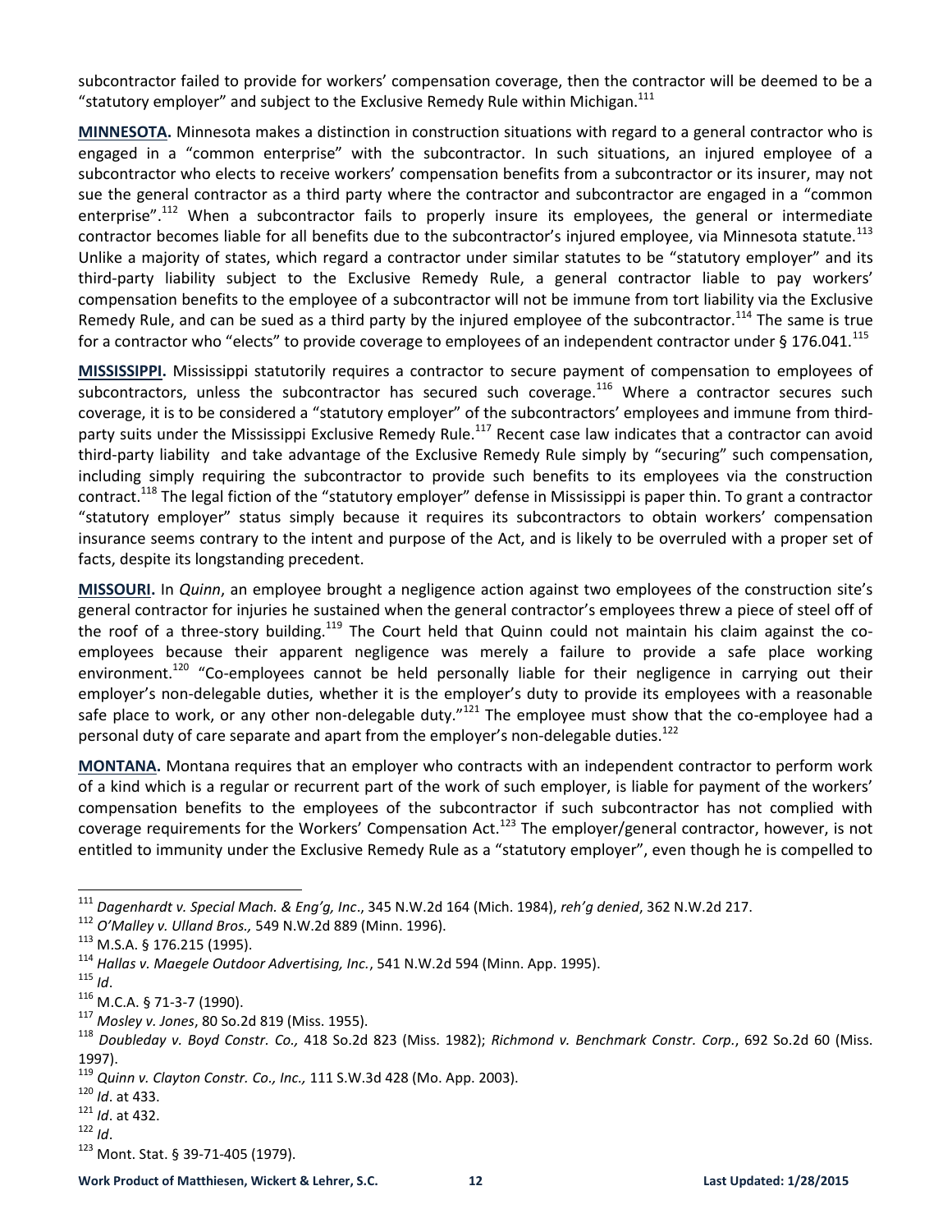subcontractor failed to provide for workers' compensation coverage, then the contractor will be deemed to be a "statutory employer" and subject to the Exclusive Remedy Rule within Michigan.[111]

**MINNESOTA.** Minnesota makes a distinction in construction situations with regard to a general contractor who is engaged in a "common enterprise" with the subcontractor. In such situations, an injured employee of a subcontractor who elects to receive workers' compensation benefits from a subcontractor or its insurer, may not sue the general contractor as a third party where the contractor and subcontractor are engaged in a "common enterprise".[112] When a subcontractor fails to properly insure its employees, the general or intermediate contractor becomes liable for all benefits due to the subcontractor's injured employee, via Minnesota statute.[113] Unlike a majority of states, which regard a contractor under similar statutes to be "statutory employer" and its third-party liability subject to the Exclusive Remedy Rule, a general contractor liable to pay workers' compensation benefits to the employee of a subcontractor will not be immune from tort liability via the Exclusive Remedy Rule, and can be sued as a third party by the injured employee of the subcontractor.[114] The same is true for a contractor who "elects" to provide coverage to employees of an independent contractor under § 176.041.[115]

**MISSISSIPPI.** Mississippi statutorily requires a contractor to secure payment of compensation to employees of subcontractors, unless the subcontractor has secured such coverage.[116] Where a contractor secures such coverage, it is to be considered a "statutory employer" of the subcontractors' employees and immune from third-party suits under the Mississippi Exclusive Remedy Rule.[117] Recent case law indicates that a contractor can avoid third-party liability and take advantage of the Exclusive Remedy Rule simply by "securing" such compensation, including simply requiring the subcontractor to provide such benefits to its employees via the construction contract.[118] The legal fiction of the "statutory employer" defense in Mississippi is paper thin. To grant a contractor "statutory employer" status simply because it requires its subcontractors to obtain workers' compensation insurance seems contrary to the intent and purpose of the Act, and is likely to be overruled with a proper set of facts, despite its longstanding precedent.

**MISSOURI.** In *Quinn*, an employee brought a negligence action against two employees of the construction site's general contractor for injuries he sustained when the general contractor's employees threw a piece of steel off of the roof of a three-story building.[119] The Court held that Quinn could not maintain his claim against the co-employees because their apparent negligence was merely a failure to provide a safe place working environment.[120] "Co-employees cannot be held personally liable for their negligence in carrying out their employer's non-delegable duties, whether it is the employer's duty to provide its employees with a reasonable safe place to work, or any other non-delegable duty."[121] The employee must show that the co-employee had a personal duty of care separate and apart from the employer's non-delegable duties.[122]

**MONTANA.** Montana requires that an employer who contracts with an independent contractor to perform work of a kind which is a regular or recurrent part of the work of such employer, is liable for payment of the workers' compensation benefits to the employees of the subcontractor if such subcontractor has not complied with coverage requirements for the Workers' Compensation Act.[123] The employer/general contractor, however, is not entitled to immunity under the Exclusive Remedy Rule as a "statutory employer", even though he is compelled to

---

[111] *Dagenhardt v. Special Mach. & Eng'g, Inc*., 345 N.W.2d 164 (Mich. 1984), *reh'g denied*, 362 N.W.2d 217.

[112] *O'Malley v. Ulland Bros.,* 549 N.W.2d 889 (Minn. 1996).

[113] M.S.A. § 176.215 (1995).

[114] *Hallas v. Maegele Outdoor Advertising, Inc.*, 541 N.W.2d 594 (Minn. App. 1995).

[115] *Id*.

[116] M.C.A. § 71-3-7 (1990).

[117] *Mosley v. Jones*, 80 So.2d 819 (Miss. 1955).

[118] *Doubleday v. Boyd Constr. Co.,* 418 So.2d 823 (Miss. 1982); *Richmond v. Benchmark Constr. Corp.*, 692 So.2d 60 (Miss. 1997).

[119] *Quinn v. Clayton Constr. Co., Inc.,* 111 S.W.3d 428 (Mo. App. 2003).

[120] *Id*. at 433.

[121] *Id*. at 432.

[122] *Id*.

[123] Mont. Stat. § 39-71-405 (1979).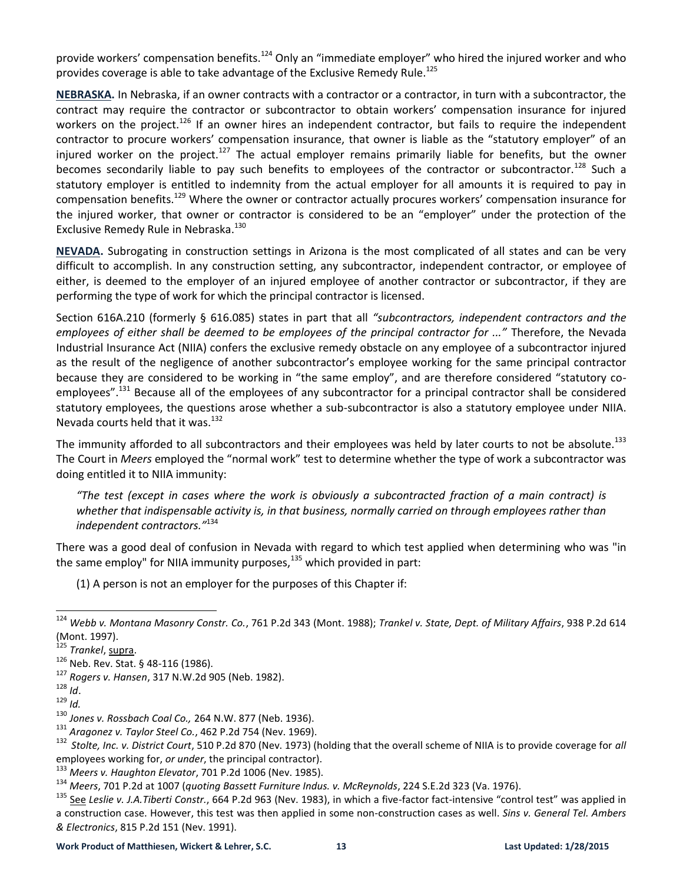provide workers' compensation benefits.[124] Only an "immediate employer" who hired the injured worker and who provides coverage is able to take advantage of the Exclusive Remedy Rule.[125]

**NEBRASKA.** In Nebraska, if an owner contracts with a contractor or a contractor, in turn with a subcontractor, the contract may require the contractor or subcontractor to obtain workers' compensation insurance for injured workers on the project.[126] If an owner hires an independent contractor, but fails to require the independent contractor to procure workers' compensation insurance, that owner is liable as the "statutory employer" of an injured worker on the project.[127] The actual employer remains primarily liable for benefits, but the owner becomes secondarily liable to pay such benefits to employees of the contractor or subcontractor.[128] Such a statutory employer is entitled to indemnity from the actual employer for all amounts it is required to pay in compensation benefits.[129] Where the owner or contractor actually procures workers' compensation insurance for the injured worker, that owner or contractor is considered to be an "employer" under the protection of the Exclusive Remedy Rule in Nebraska.[130]

**NEVADA.** Subrogating in construction settings in Arizona is the most complicated of all states and can be very difficult to accomplish. In any construction setting, any subcontractor, independent contractor, or employee of either, is deemed to the employer of an injured employee of another contractor or subcontractor, if they are performing the type of work for which the principal contractor is licensed.

Section 616A.210 (formerly § 616.085) states in part that all *"subcontractors, independent contractors and the employees of either shall be deemed to be employees of the principal contractor for ..."* Therefore, the Nevada Industrial Insurance Act (NIIA) confers the exclusive remedy obstacle on any employee of a subcontractor injured as the result of the negligence of another subcontractor's employee working for the same principal contractor because they are considered to be working in "the same employ", and are therefore considered "statutory co-employees".[131] Because all of the employees of any subcontractor for a principal contractor shall be considered statutory employees, the questions arose whether a sub-subcontractor is also a statutory employee under NIIA. Nevada courts held that it was.[132]

The immunity afforded to all subcontractors and their employees was held by later courts to not be absolute.[133] The Court in *Meers* employed the "normal work" test to determine whether the type of work a subcontractor was doing entitled it to NIIA immunity:

> *"The test (except in cases where the work is obviously a subcontracted fraction of a main contract) is whether that indispensable activity is, in that business, normally carried on through employees rather than independent contractors."*[134]

There was a good deal of confusion in Nevada with regard to which test applied when determining who was "in the same employ" for NIIA immunity purposes,[135] which provided in part:

(1) A person is not an employer for the purposes of this Chapter if:

---

[124] *Webb v. Montana Masonry Constr. Co.*, 761 P.2d 343 (Mont. 1988); *Trankel v. State, Dept. of Military Affairs*, 938 P.2d 614 (Mont. 1997).

[125] *Trankel*, supra.

[126] Neb. Rev. Stat. § 48-116 (1986).

[127] *Rogers v. Hansen*, 317 N.W.2d 905 (Neb. 1982).

[128] *Id*.

[129] *Id.*

[130] *Jones v. Rossbach Coal Co.,* 264 N.W. 877 (Neb. 1936).

[131] *Aragonez v. Taylor Steel Co.*, 462 P.2d 754 (Nev. 1969).

[132] *Stolte, Inc. v. District Court*, 510 P.2d 870 (Nev. 1973) (holding that the overall scheme of NIIA is to provide coverage for *all* employees working for, *or under*, the principal contractor).

[133] *Meers v. Haughton Elevator*, 701 P.2d 1006 (Nev. 1985).

[134] *Meers*, 701 P.2d at 1007 (*quoting Bassett Furniture Indus. v. McReynolds*, 224 S.E.2d 323 (Va. 1976).

[135] See *Leslie v. J.A.Tiberti Constr.*, 664 P.2d 963 (Nev. 1983), in which a five-factor fact-intensive "control test" was applied in a construction case. However, this test was then applied in some non-construction cases as well. *Sins v. General Tel. Ambers & Electronics*, 815 P.2d 151 (Nev. 1991).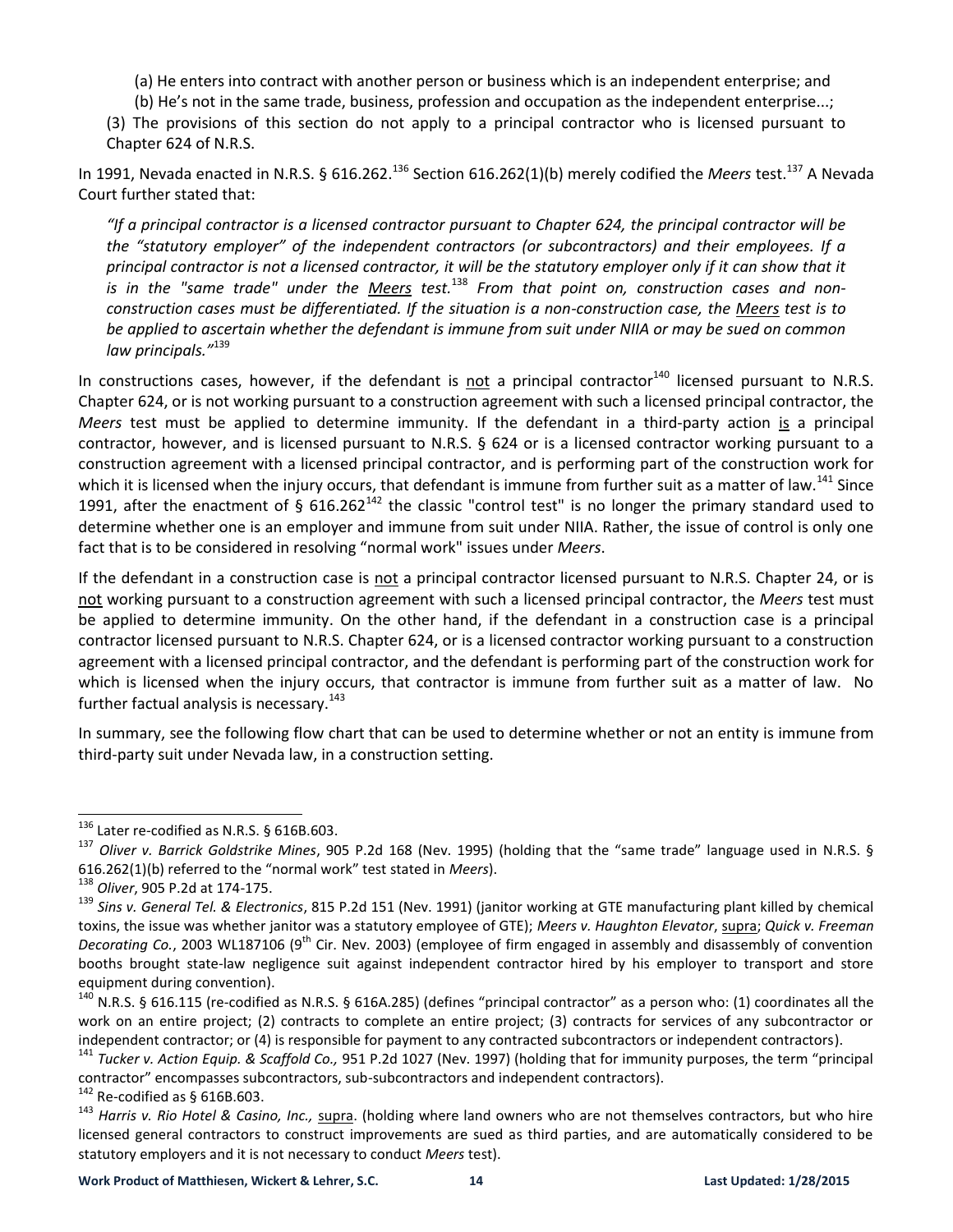(a) He enters into contract with another person or business which is an independent enterprise; and

(b) He's not in the same trade, business, profession and occupation as the independent enterprise...;

(3) The provisions of this section do not apply to a principal contractor who is licensed pursuant to Chapter 624 of N.R.S.

In 1991, Nevada enacted in N.R.S. § 616.262.[136] Section 616.262(1)(b) merely codified the *Meers* test.[137] A Nevada Court further stated that:

> *"If a principal contractor is a licensed contractor pursuant to Chapter 624, the principal contractor will be the "statutory employer" of the independent contractors (or subcontractors) and their employees. If a principal contractor is not a licensed contractor, it will be the statutory employer only if it can show that it is in the "same trade" under the Meers test.*[138] *From that point on, construction cases and non-construction cases must be differentiated. If the situation is a non-construction case, the Meers test is to be applied to ascertain whether the defendant is immune from suit under NIIA or may be sued on common law principals."*[139]

In constructions cases, however, if the defendant is not a principal contractor[140] licensed pursuant to N.R.S. Chapter 624, or is not working pursuant to a construction agreement with such a licensed principal contractor, the *Meers* test must be applied to determine immunity. If the defendant in a third-party action is a principal contractor, however, and is licensed pursuant to N.R.S. § 624 or is a licensed contractor working pursuant to a construction agreement with a licensed principal contractor, and is performing part of the construction work for which it is licensed when the injury occurs, that defendant is immune from further suit as a matter of law.[141] Since 1991, after the enactment of § 616.262[142] the classic "control test" is no longer the primary standard used to determine whether one is an employer and immune from suit under NIIA. Rather, the issue of control is only one fact that is to be considered in resolving "normal work" issues under *Meers*.

If the defendant in a construction case is not a principal contractor licensed pursuant to N.R.S. Chapter 24, or is not working pursuant to a construction agreement with such a licensed principal contractor, the *Meers* test must be applied to determine immunity. On the other hand, if the defendant in a construction case is a principal contractor licensed pursuant to N.R.S. Chapter 624, or is a licensed contractor working pursuant to a construction agreement with a licensed principal contractor, and the defendant is performing part of the construction work for which is licensed when the injury occurs, that contractor is immune from further suit as a matter of law. No further factual analysis is necessary.[143]

In summary, see the following flow chart that can be used to determine whether or not an entity is immune from third-party suit under Nevada law, in a construction setting.

---

[136] Later re-codified as N.R.S. § 616B.603.

[137] *Oliver v. Barrick Goldstrike Mines*, 905 P.2d 168 (Nev. 1995) (holding that the "same trade" language used in N.R.S. § 616.262(1)(b) referred to the "normal work" test stated in *Meers*).

[138] *Oliver*, 905 P.2d at 174-175.

[139] *Sins v. General Tel. & Electronics*, 815 P.2d 151 (Nev. 1991) (janitor working at GTE manufacturing plant killed by chemical toxins, the issue was whether janitor was a statutory employee of GTE); *Meers v. Haughton Elevator*, supra; *Quick v. Freeman Decorating Co.*, 2003 WL187106 (9th Cir. Nev. 2003) (employee of firm engaged in assembly and disassembly of convention booths brought state-law negligence suit against independent contractor hired by his employer to transport and store equipment during convention).

[140] N.R.S. § 616.115 (re-codified as N.R.S. § 616A.285) (defines "principal contractor" as a person who: (1) coordinates all the work on an entire project; (2) contracts to complete an entire project; (3) contracts for services of any subcontractor or independent contractor; or (4) is responsible for payment to any contracted subcontractors or independent contractors).

[141] *Tucker v. Action Equip. & Scaffold Co.,* 951 P.2d 1027 (Nev. 1997) (holding that for immunity purposes, the term "principal contractor" encompasses subcontractors, sub-subcontractors and independent contractors).

[142] Re-codified as § 616B.603.

[143] *Harris v. Rio Hotel & Casino, Inc.,* supra. (holding where land owners who are not themselves contractors, but who hire licensed general contractors to construct improvements are sued as third parties, and are automatically considered to be statutory employers and it is not necessary to conduct *Meers* test).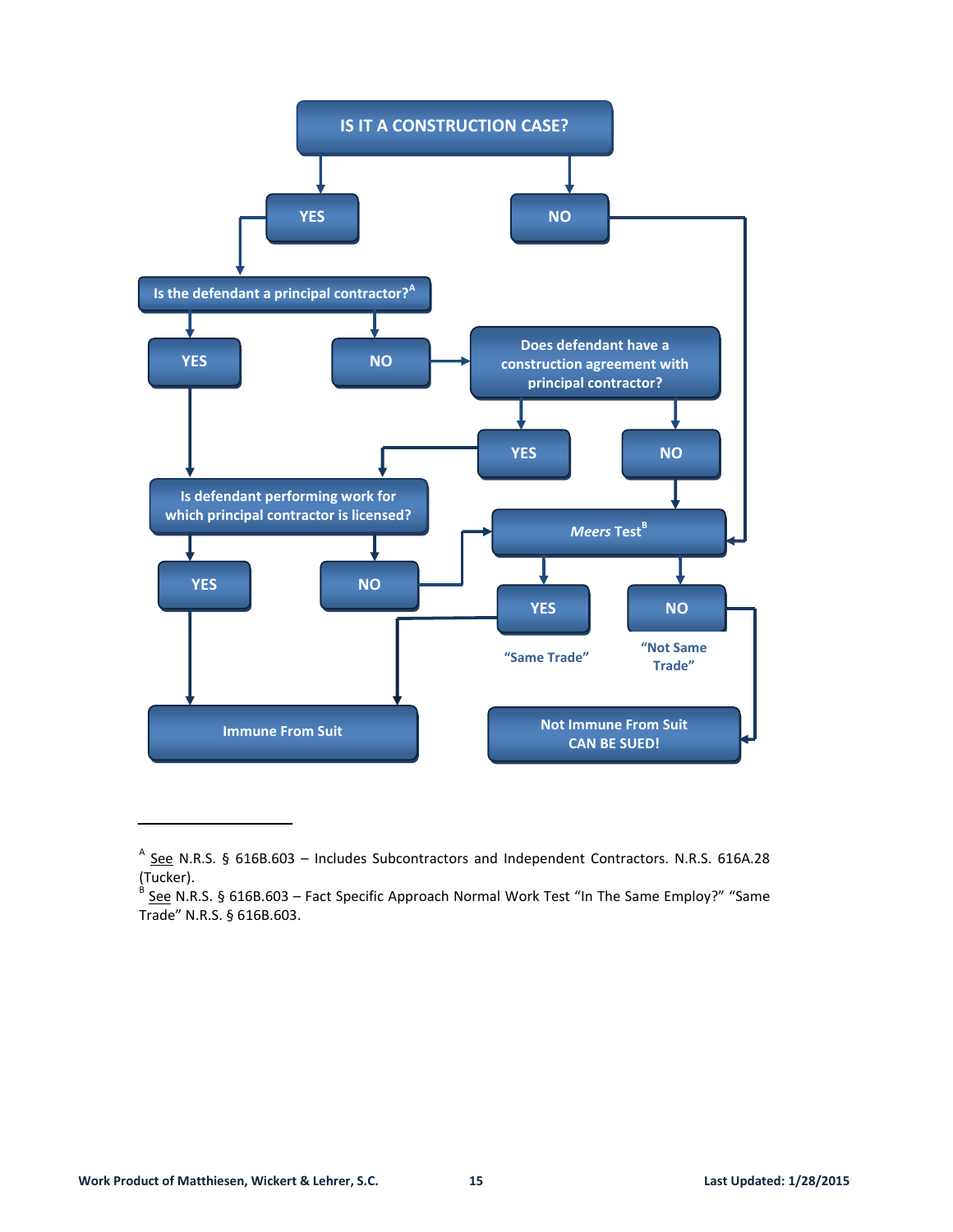IS IT A CONSTRUCTION CASE?

- YES → Is the defendant a principal contractor?[A]
  - YES → Is defendant performing work for which principal contractor is licensed?
    - YES → Immune From Suit
    - NO → *Meers* Test[B]
  - NO → Does defendant have a construction agreement with principal contractor?
    - YES → Is defendant performing work for which principal contractor is licensed?
    - NO → *Meers* Test[B]
- NO → *Meers* Test[B]

*Meers* Test[B]

- YES — "Same Trade" → Immune From Suit
- NO — "Not Same Trade" → Not Immune From Suit CAN BE SUED!

---

[A] See N.R.S. § 616B.603 – Includes Subcontractors and Independent Contractors. N.R.S. 616A.28 (Tucker).

[B] See N.R.S. § 616B.603 – Fact Specific Approach Normal Work Test "In The Same Employ?" "Same Trade" N.R.S. § 616B.603.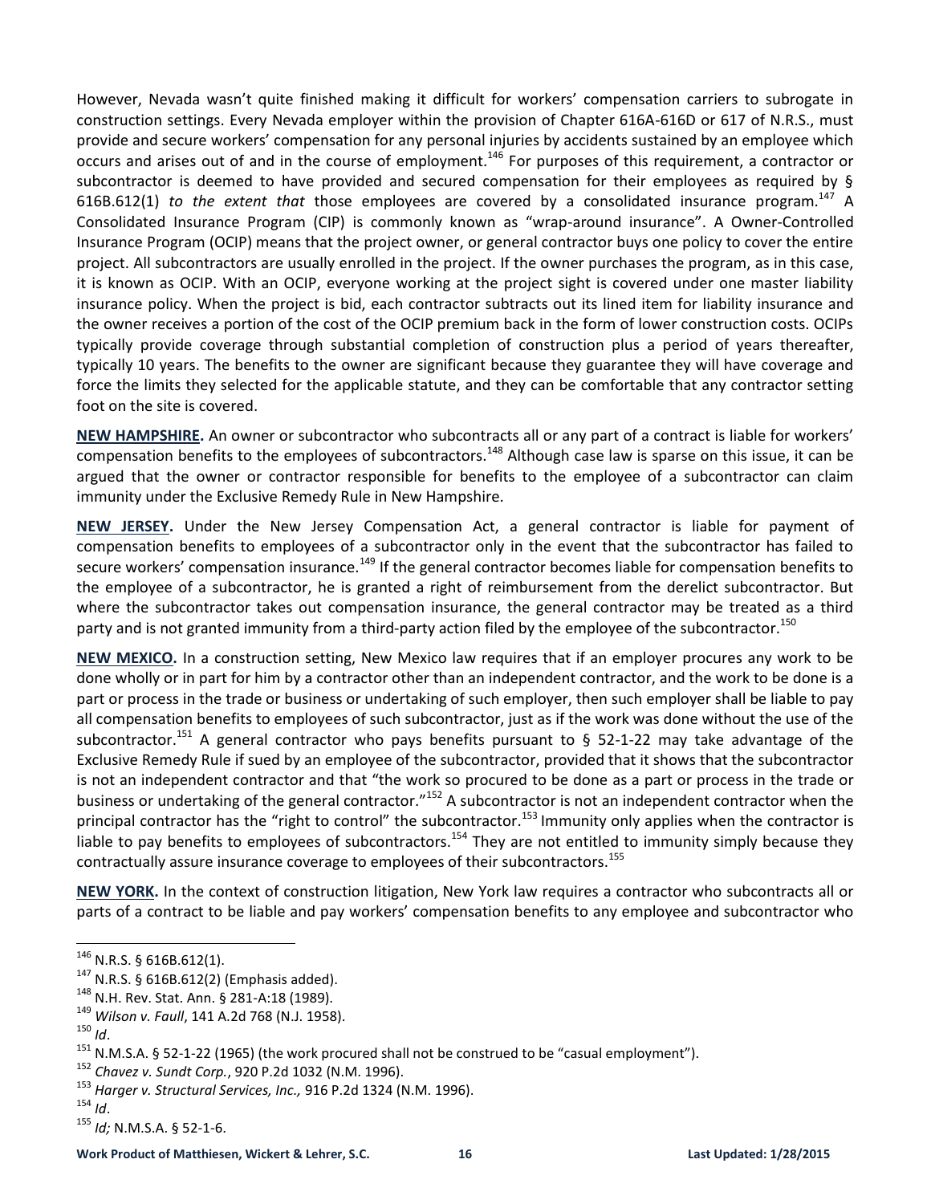However, Nevada wasn't quite finished making it difficult for workers' compensation carriers to subrogate in construction settings. Every Nevada employer within the provision of Chapter 616A-616D or 617 of N.R.S., must provide and secure workers' compensation for any personal injuries by accidents sustained by an employee which occurs and arises out of and in the course of employment.[146] For purposes of this requirement, a contractor or subcontractor is deemed to have provided and secured compensation for their employees as required by § 616B.612(1) *to the extent that* those employees are covered by a consolidated insurance program.[147] A Consolidated Insurance Program (CIP) is commonly known as "wrap-around insurance". A Owner-Controlled Insurance Program (OCIP) means that the project owner, or general contractor buys one policy to cover the entire project. All subcontractors are usually enrolled in the project. If the owner purchases the program, as in this case, it is known as OCIP. With an OCIP, everyone working at the project sight is covered under one master liability insurance policy. When the project is bid, each contractor subtracts out its lined item for liability insurance and the owner receives a portion of the cost of the OCIP premium back in the form of lower construction costs. OCIPs typically provide coverage through substantial completion of construction plus a period of years thereafter, typically 10 years. The benefits to the owner are significant because they guarantee they will have coverage and force the limits they selected for the applicable statute, and they can be comfortable that any contractor setting foot on the site is covered.

**NEW HAMPSHIRE.** An owner or subcontractor who subcontracts all or any part of a contract is liable for workers' compensation benefits to the employees of subcontractors.[148] Although case law is sparse on this issue, it can be argued that the owner or contractor responsible for benefits to the employee of a subcontractor can claim immunity under the Exclusive Remedy Rule in New Hampshire.

**NEW JERSEY.** Under the New Jersey Compensation Act, a general contractor is liable for payment of compensation benefits to employees of a subcontractor only in the event that the subcontractor has failed to secure workers' compensation insurance.[149] If the general contractor becomes liable for compensation benefits to the employee of a subcontractor, he is granted a right of reimbursement from the derelict subcontractor. But where the subcontractor takes out compensation insurance, the general contractor may be treated as a third party and is not granted immunity from a third-party action filed by the employee of the subcontractor.[150]

**NEW MEXICO.** In a construction setting, New Mexico law requires that if an employer procures any work to be done wholly or in part for him by a contractor other than an independent contractor, and the work to be done is a part or process in the trade or business or undertaking of such employer, then such employer shall be liable to pay all compensation benefits to employees of such subcontractor, just as if the work was done without the use of the subcontractor.[151] A general contractor who pays benefits pursuant to § 52-1-22 may take advantage of the Exclusive Remedy Rule if sued by an employee of the subcontractor, provided that it shows that the subcontractor is not an independent contractor and that "the work so procured to be done as a part or process in the trade or business or undertaking of the general contractor."[152] A subcontractor is not an independent contractor when the principal contractor has the "right to control" the subcontractor.[153] Immunity only applies when the contractor is liable to pay benefits to employees of subcontractors.[154] They are not entitled to immunity simply because they contractually assure insurance coverage to employees of their subcontractors.[155]

**NEW YORK.** In the context of construction litigation, New York law requires a contractor who subcontracts all or parts of a contract to be liable and pay workers' compensation benefits to any employee and subcontractor who

---

[146] N.R.S. § 616B.612(1).
[147] N.R.S. § 616B.612(2) (Emphasis added).
[148] N.H. Rev. Stat. Ann. § 281-A:18 (1989).
[149] *Wilson v. Faull*, 141 A.2d 768 (N.J. 1958).
[150] *Id*.
[151] N.M.S.A. § 52-1-22 (1965) (the work procured shall not be construed to be "casual employment").
[152] *Chavez v. Sundt Corp.*, 920 P.2d 1032 (N.M. 1996).
[153] *Harger v. Structural Services, Inc.,* 916 P.2d 1324 (N.M. 1996).
[154] *Id*.
[155] *Id;* N.M.S.A. § 52-1-6.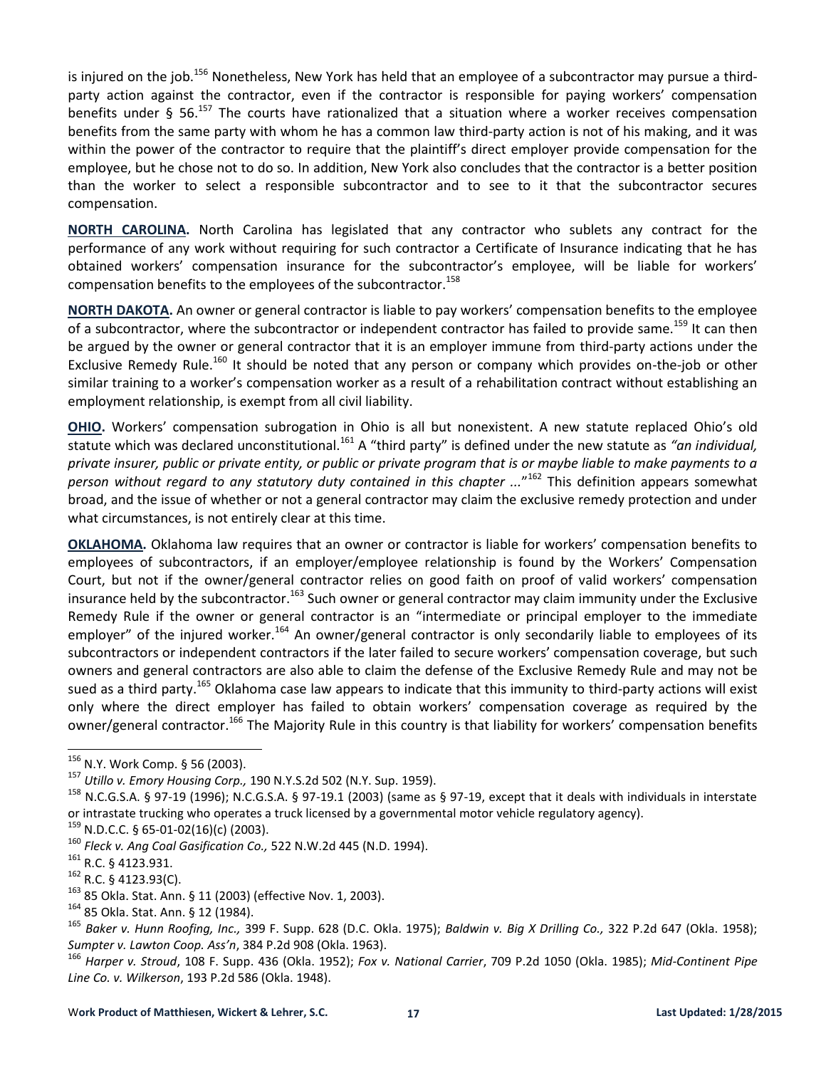is injured on the job.[156] Nonetheless, New York has held that an employee of a subcontractor may pursue a third-party action against the contractor, even if the contractor is responsible for paying workers' compensation benefits under § 56.[157] The courts have rationalized that a situation where a worker receives compensation benefits from the same party with whom he has a common law third-party action is not of his making, and it was within the power of the contractor to require that the plaintiff's direct employer provide compensation for the employee, but he chose not to do so. In addition, New York also concludes that the contractor is a better position than the worker to select a responsible subcontractor and to see to it that the subcontractor secures compensation.

**NORTH CAROLINA.** North Carolina has legislated that any contractor who sublets any contract for the performance of any work without requiring for such contractor a Certificate of Insurance indicating that he has obtained workers' compensation insurance for the subcontractor's employee, will be liable for workers' compensation benefits to the employees of the subcontractor.[158]

**NORTH DAKOTA.** An owner or general contractor is liable to pay workers' compensation benefits to the employee of a subcontractor, where the subcontractor or independent contractor has failed to provide same.[159] It can then be argued by the owner or general contractor that it is an employer immune from third-party actions under the Exclusive Remedy Rule.[160] It should be noted that any person or company which provides on-the-job or other similar training to a worker's compensation worker as a result of a rehabilitation contract without establishing an employment relationship, is exempt from all civil liability.

**OHIO.** Workers' compensation subrogation in Ohio is all but nonexistent. A new statute replaced Ohio's old statute which was declared unconstitutional.[161] A "third party" is defined under the new statute as *"an individual, private insurer, public or private entity, or public or private program that is or maybe liable to make payments to a person without regard to any statutory duty contained in this chapter ..."*[162] This definition appears somewhat broad, and the issue of whether or not a general contractor may claim the exclusive remedy protection and under what circumstances, is not entirely clear at this time.

**OKLAHOMA.** Oklahoma law requires that an owner or contractor is liable for workers' compensation benefits to employees of subcontractors, if an employer/employee relationship is found by the Workers' Compensation Court, but not if the owner/general contractor relies on good faith on proof of valid workers' compensation insurance held by the subcontractor.[163] Such owner or general contractor may claim immunity under the Exclusive Remedy Rule if the owner or general contractor is an "intermediate or principal employer to the immediate employer" of the injured worker.[164] An owner/general contractor is only secondarily liable to employees of its subcontractors or independent contractors if the later failed to secure workers' compensation coverage, but such owners and general contractors are also able to claim the defense of the Exclusive Remedy Rule and may not be sued as a third party.[165] Oklahoma case law appears to indicate that this immunity to third-party actions will exist only where the direct employer has failed to obtain workers' compensation coverage as required by the owner/general contractor.[166] The Majority Rule in this country is that liability for workers' compensation benefits

---

[156] N.Y. Work Comp. § 56 (2003).

[157] *Utillo v. Emory Housing Corp.,* 190 N.Y.S.2d 502 (N.Y. Sup. 1959).

[158] N.C.G.S.A. § 97-19 (1996); N.C.G.S.A. § 97-19.1 (2003) (same as § 97-19, except that it deals with individuals in interstate or intrastate trucking who operates a truck licensed by a governmental motor vehicle regulatory agency).

[159] N.D.C.C. § 65-01-02(16)(c) (2003).

[160] *Fleck v. Ang Coal Gasification Co.,* 522 N.W.2d 445 (N.D. 1994).

[161] R.C. § 4123.931.

[162] R.C. § 4123.93(C).

[163] 85 Okla. Stat. Ann. § 11 (2003) (effective Nov. 1, 2003).

[164] 85 Okla. Stat. Ann. § 12 (1984).

[165] *Baker v. Hunn Roofing, Inc.,* 399 F. Supp. 628 (D.C. Okla. 1975); *Baldwin v. Big X Drilling Co.,* 322 P.2d 647 (Okla. 1958); *Sumpter v. Lawton Coop. Ass'n*, 384 P.2d 908 (Okla. 1963).

[166] *Harper v. Stroud*, 108 F. Supp. 436 (Okla. 1952); *Fox v. National Carrier*, 709 P.2d 1050 (Okla. 1985); *Mid-Continent Pipe Line Co. v. Wilkerson*, 193 P.2d 586 (Okla. 1948).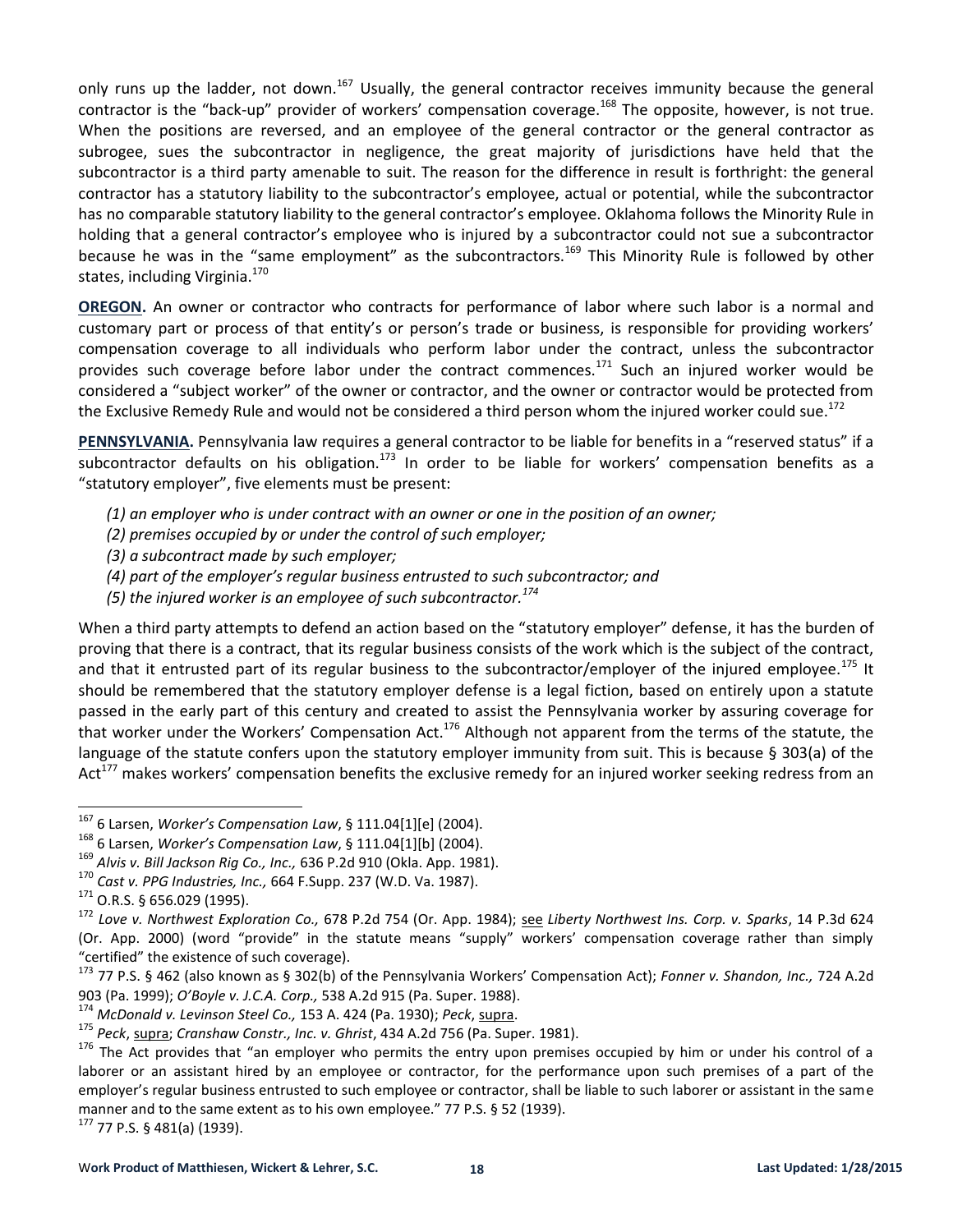only runs up the ladder, not down.[167] Usually, the general contractor receives immunity because the general contractor is the "back-up" provider of workers' compensation coverage.[168] The opposite, however, is not true. When the positions are reversed, and an employee of the general contractor or the general contractor as subrogee, sues the subcontractor in negligence, the great majority of jurisdictions have held that the subcontractor is a third party amenable to suit. The reason for the difference in result is forthright: the general contractor has a statutory liability to the subcontractor's employee, actual or potential, while the subcontractor has no comparable statutory liability to the general contractor's employee. Oklahoma follows the Minority Rule in holding that a general contractor's employee who is injured by a subcontractor could not sue a subcontractor because he was in the "same employment" as the subcontractors.[169] This Minority Rule is followed by other states, including Virginia.[170]

**OREGON.** An owner or contractor who contracts for performance of labor where such labor is a normal and customary part or process of that entity's or person's trade or business, is responsible for providing workers' compensation coverage to all individuals who perform labor under the contract, unless the subcontractor provides such coverage before labor under the contract commences.[171] Such an injured worker would be considered a "subject worker" of the owner or contractor, and the owner or contractor would be protected from the Exclusive Remedy Rule and would not be considered a third person whom the injured worker could sue.[172]

**PENNSYLVANIA.** Pennsylvania law requires a general contractor to be liable for benefits in a "reserved status" if a subcontractor defaults on his obligation.[173] In order to be liable for workers' compensation benefits as a "statutory employer", five elements must be present:

*(1) an employer who is under contract with an owner or one in the position of an owner;*
*(2) premises occupied by or under the control of such employer;*
*(3) a subcontract made by such employer;*
*(4) part of the employer's regular business entrusted to such subcontractor; and*
*(5) the injured worker is an employee of such subcontractor.*[174]

When a third party attempts to defend an action based on the "statutory employer" defense, it has the burden of proving that there is a contract, that its regular business consists of the work which is the subject of the contract, and that it entrusted part of its regular business to the subcontractor/employer of the injured employee.[175] It should be remembered that the statutory employer defense is a legal fiction, based on entirely upon a statute passed in the early part of this century and created to assist the Pennsylvania worker by assuring coverage for that worker under the Workers' Compensation Act.[176] Although not apparent from the terms of the statute, the language of the statute confers upon the statutory employer immunity from suit. This is because § 303(a) of the Act[177] makes workers' compensation benefits the exclusive remedy for an injured worker seeking redress from an

---

[167] 6 Larsen, *Worker's Compensation Law*, § 111.04[1][e] (2004).
[168] 6 Larsen, *Worker's Compensation Law*, § 111.04[1][b] (2004).
[169] *Alvis v. Bill Jackson Rig Co., Inc.,* 636 P.2d 910 (Okla. App. 1981).
[170] *Cast v. PPG Industries, Inc.,* 664 F.Supp. 237 (W.D. Va. 1987).
[171] O.R.S. § 656.029 (1995).
[172] *Love v. Northwest Exploration Co.,* 678 P.2d 754 (Or. App. 1984); see *Liberty Northwest Ins. Corp. v. Sparks*, 14 P.3d 624 (Or. App. 2000) (word "provide" in the statute means "supply" workers' compensation coverage rather than simply "certified" the existence of such coverage).
[173] 77 P.S. § 462 (also known as § 302(b) of the Pennsylvania Workers' Compensation Act); *Fonner v. Shandon, Inc.,* 724 A.2d 903 (Pa. 1999); *O'Boyle v. J.C.A. Corp.,* 538 A.2d 915 (Pa. Super. 1988).
[174] *McDonald v. Levinson Steel Co.,* 153 A. 424 (Pa. 1930); *Peck*, supra.
[175] *Peck*, supra; *Cranshaw Constr., Inc. v. Ghrist*, 434 A.2d 756 (Pa. Super. 1981).
[176] The Act provides that "an employer who permits the entry upon premises occupied by him or under his control of a laborer or an assistant hired by an employee or contractor, for the performance upon such premises of a part of the employer's regular business entrusted to such employee or contractor, shall be liable to such laborer or assistant in the same manner and to the same extent as to his own employee." 77 P.S. § 52 (1939).
[177] 77 P.S. § 481(a) (1939).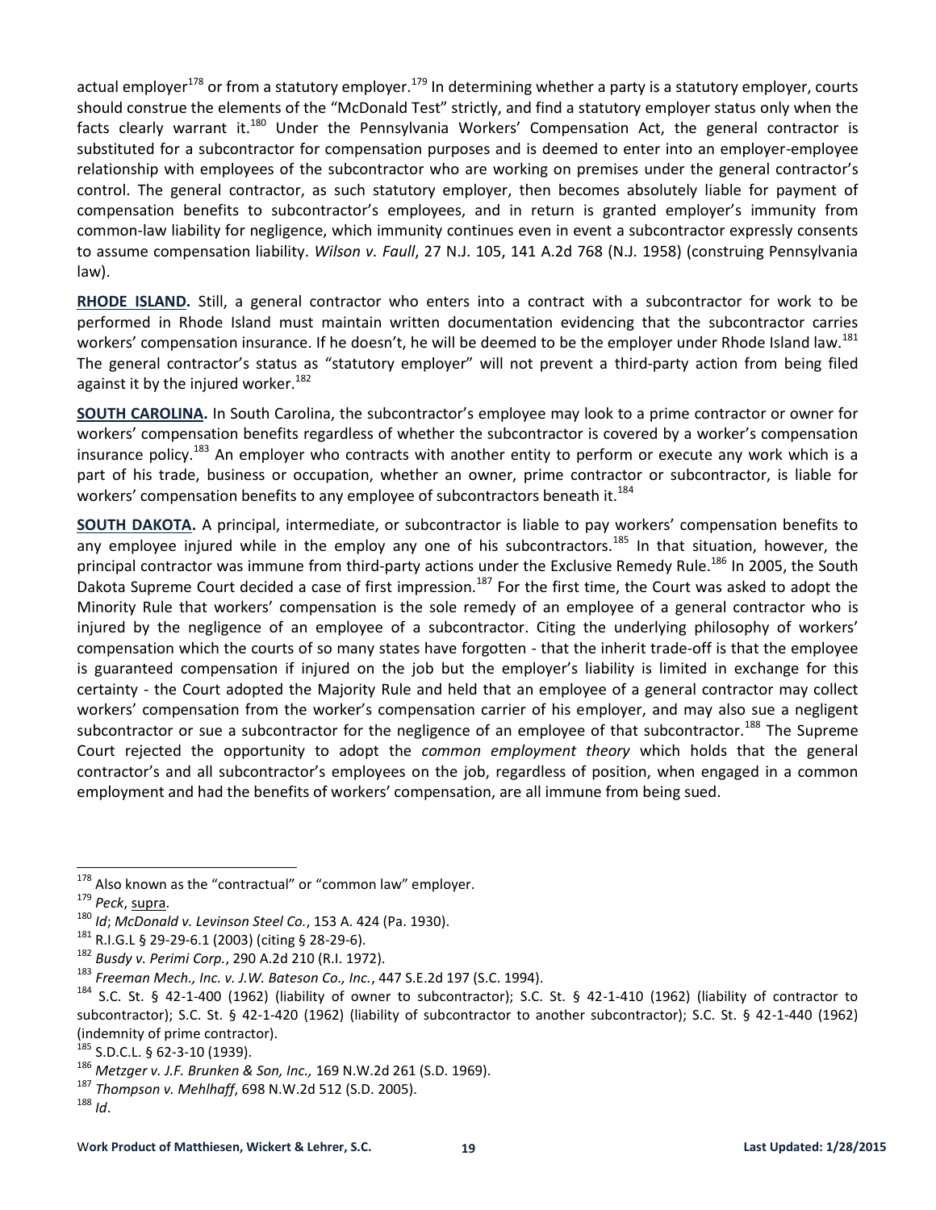actual employer[178] or from a statutory employer.[179] In determining whether a party is a statutory employer, courts should construe the elements of the "McDonald Test" strictly, and find a statutory employer status only when the facts clearly warrant it.[180] Under the Pennsylvania Workers' Compensation Act, the general contractor is substituted for a subcontractor for compensation purposes and is deemed to enter into an employer-employee relationship with employees of the subcontractor who are working on premises under the general contractor's control. The general contractor, as such statutory employer, then becomes absolutely liable for payment of compensation benefits to subcontractor's employees, and in return is granted employer's immunity from common-law liability for negligence, which immunity continues even in event a subcontractor expressly consents to assume compensation liability. *Wilson v. Faull*, 27 N.J. 105, 141 A.2d 768 (N.J. 1958) (construing Pennsylvania law).

**RHODE ISLAND.** Still, a general contractor who enters into a contract with a subcontractor for work to be performed in Rhode Island must maintain written documentation evidencing that the subcontractor carries workers' compensation insurance. If he doesn't, he will be deemed to be the employer under Rhode Island law.[181] The general contractor's status as "statutory employer" will not prevent a third-party action from being filed against it by the injured worker.[182]

**SOUTH CAROLINA.** In South Carolina, the subcontractor's employee may look to a prime contractor or owner for workers' compensation benefits regardless of whether the subcontractor is covered by a worker's compensation insurance policy.[183] An employer who contracts with another entity to perform or execute any work which is a part of his trade, business or occupation, whether an owner, prime contractor or subcontractor, is liable for workers' compensation benefits to any employee of subcontractors beneath it.[184]

**SOUTH DAKOTA.** A principal, intermediate, or subcontractor is liable to pay workers' compensation benefits to any employee injured while in the employ any one of his subcontractors.[185] In that situation, however, the principal contractor was immune from third-party actions under the Exclusive Remedy Rule.[186] In 2005, the South Dakota Supreme Court decided a case of first impression.[187] For the first time, the Court was asked to adopt the Minority Rule that workers' compensation is the sole remedy of an employee of a general contractor who is injured by the negligence of an employee of a subcontractor. Citing the underlying philosophy of workers' compensation which the courts of so many states have forgotten - that the inherit trade-off is that the employee is guaranteed compensation if injured on the job but the employer's liability is limited in exchange for this certainty - the Court adopted the Majority Rule and held that an employee of a general contractor may collect workers' compensation from the worker's compensation carrier of his employer, and may also sue a negligent subcontractor or sue a subcontractor for the negligence of an employee of that subcontractor.[188] The Supreme Court rejected the opportunity to adopt the *common employment theory* which holds that the general contractor's and all subcontractor's employees on the job, regardless of position, when engaged in a common employment and had the benefits of workers' compensation, are all immune from being sued.

---

[178] Also known as the "contractual" or "common law" employer.

[179] *Peck*, supra.

[180] *Id*; *McDonald v. Levinson Steel Co.*, 153 A. 424 (Pa. 1930).

[181] R.I.G.L § 29-29-6.1 (2003) (citing § 28-29-6).

[182] *Busdy v. Perimi Corp.*, 290 A.2d 210 (R.I. 1972).

[183] *Freeman Mech., Inc. v. J.W. Bateson Co., Inc.*, 447 S.E.2d 197 (S.C. 1994).

[184] S.C. St. § 42-1-400 (1962) (liability of owner to subcontractor); S.C. St. § 42-1-410 (1962) (liability of contractor to subcontractor); S.C. St. § 42-1-420 (1962) (liability of subcontractor to another subcontractor); S.C. St. § 42-1-440 (1962) (indemnity of prime contractor).

[185] S.D.C.L. § 62-3-10 (1939).

[186] *Metzger v. J.F. Brunken & Son, Inc.,* 169 N.W.2d 261 (S.D. 1969).

[187] *Thompson v. Mehlhaff*, 698 N.W.2d 512 (S.D. 2005).

[188] *Id*.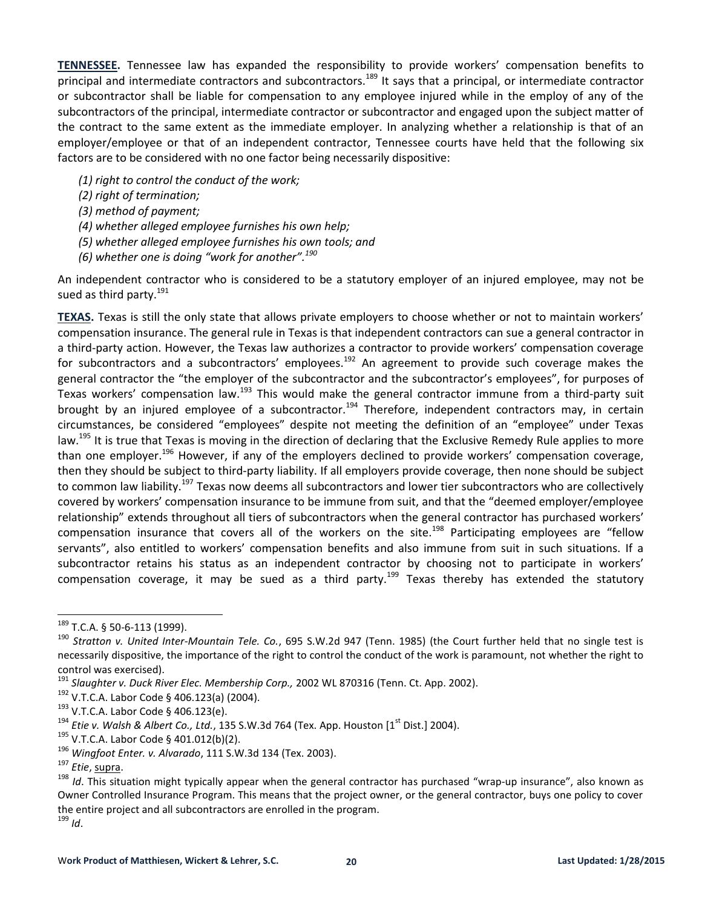**TENNESSEE.** Tennessee law has expanded the responsibility to provide workers' compensation benefits to principal and intermediate contractors and subcontractors.[189] It says that a principal, or intermediate contractor or subcontractor shall be liable for compensation to any employee injured while in the employ of any of the subcontractors of the principal, intermediate contractor or subcontractor and engaged upon the subject matter of the contract to the same extent as the immediate employer. In analyzing whether a relationship is that of an employer/employee or that of an independent contractor, Tennessee courts have held that the following six factors are to be considered with no one factor being necessarily dispositive:

> *(1) right to control the conduct of the work;*
> *(2) right of termination;*
> *(3) method of payment;*
> *(4) whether alleged employee furnishes his own help;*
> *(5) whether alleged employee furnishes his own tools; and*
> *(6) whether one is doing "work for another".*[190]

An independent contractor who is considered to be a statutory employer of an injured employee, may not be sued as third party.[191]

**TEXAS.** Texas is still the only state that allows private employers to choose whether or not to maintain workers' compensation insurance. The general rule in Texas is that independent contractors can sue a general contractor in a third-party action. However, the Texas law authorizes a contractor to provide workers' compensation coverage for subcontractors and a subcontractors' employees.[192] An agreement to provide such coverage makes the general contractor the "the employer of the subcontractor and the subcontractor's employees", for purposes of Texas workers' compensation law.[193] This would make the general contractor immune from a third-party suit brought by an injured employee of a subcontractor.[194] Therefore, independent contractors may, in certain circumstances, be considered "employees" despite not meeting the definition of an "employee" under Texas law.[195] It is true that Texas is moving in the direction of declaring that the Exclusive Remedy Rule applies to more than one employer.[196] However, if any of the employers declined to provide workers' compensation coverage, then they should be subject to third-party liability. If all employers provide coverage, then none should be subject to common law liability.[197] Texas now deems all subcontractors and lower tier subcontractors who are collectively covered by workers' compensation insurance to be immune from suit, and that the "deemed employer/employee relationship" extends throughout all tiers of subcontractors when the general contractor has purchased workers' compensation insurance that covers all of the workers on the site.[198] Participating employees are "fellow servants", also entitled to workers' compensation benefits and also immune from suit in such situations. If a subcontractor retains his status as an independent contractor by choosing not to participate in workers' compensation coverage, it may be sued as a third party.[199] Texas thereby has extended the statutory

---

[189] T.C.A. § 50-6-113 (1999).

[190] *Stratton v. United Inter-Mountain Tele. Co.*, 695 S.W.2d 947 (Tenn. 1985) (the Court further held that no single test is necessarily dispositive, the importance of the right to control the conduct of the work is paramount, not whether the right to control was exercised).

[191] *Slaughter v. Duck River Elec. Membership Corp.,* 2002 WL 870316 (Tenn. Ct. App. 2002).

[192] V.T.C.A. Labor Code § 406.123(a) (2004).

[193] V.T.C.A. Labor Code § 406.123(e).

[194] *Etie v. Walsh & Albert Co., Ltd.*, 135 S.W.3d 764 (Tex. App. Houston [1st Dist.] 2004).

[195] V.T.C.A. Labor Code § 401.012(b)(2).

[196] *Wingfoot Enter. v. Alvarado*, 111 S.W.3d 134 (Tex. 2003).

[197] *Etie*, supra.

[198] *Id*. This situation might typically appear when the general contractor has purchased "wrap-up insurance", also known as Owner Controlled Insurance Program. This means that the project owner, or the general contractor, buys one policy to cover the entire project and all subcontractors are enrolled in the program.

[199] *Id*.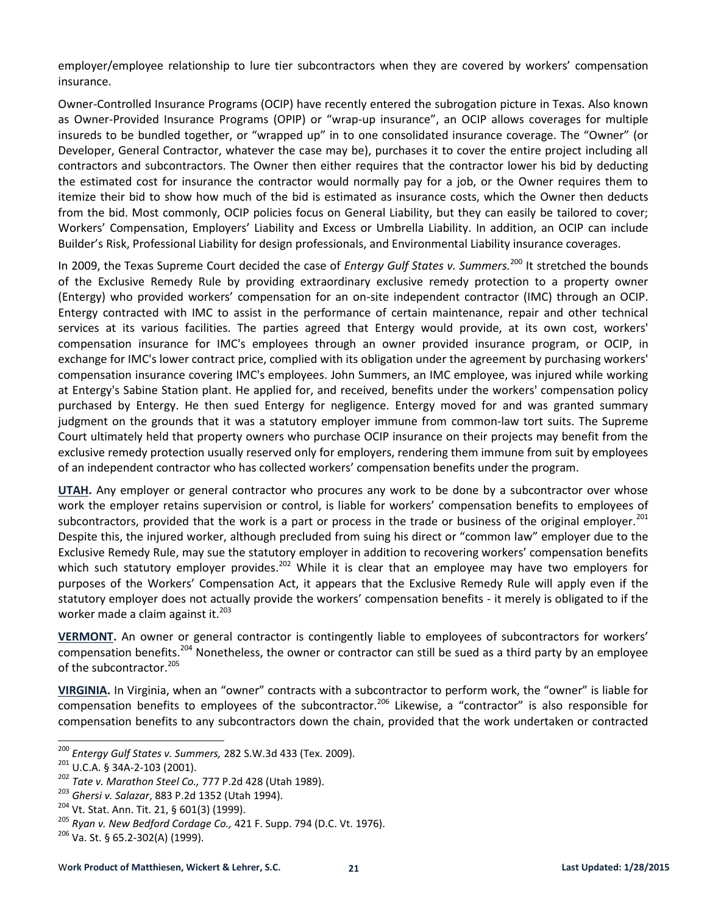employer/employee relationship to lure tier subcontractors when they are covered by workers' compensation insurance.

Owner-Controlled Insurance Programs (OCIP) have recently entered the subrogation picture in Texas. Also known as Owner-Provided Insurance Programs (OPIP) or "wrap-up insurance", an OCIP allows coverages for multiple insureds to be bundled together, or "wrapped up" in to one consolidated insurance coverage. The "Owner" (or Developer, General Contractor, whatever the case may be), purchases it to cover the entire project including all contractors and subcontractors. The Owner then either requires that the contractor lower his bid by deducting the estimated cost for insurance the contractor would normally pay for a job, or the Owner requires them to itemize their bid to show how much of the bid is estimated as insurance costs, which the Owner then deducts from the bid. Most commonly, OCIP policies focus on General Liability, but they can easily be tailored to cover; Workers' Compensation, Employers' Liability and Excess or Umbrella Liability. In addition, an OCIP can include Builder's Risk, Professional Liability for design professionals, and Environmental Liability insurance coverages.

In 2009, the Texas Supreme Court decided the case of *Entergy Gulf States v. Summers.*[200] It stretched the bounds of the Exclusive Remedy Rule by providing extraordinary exclusive remedy protection to a property owner (Entergy) who provided workers' compensation for an on-site independent contractor (IMC) through an OCIP. Entergy contracted with IMC to assist in the performance of certain maintenance, repair and other technical services at its various facilities. The parties agreed that Entergy would provide, at its own cost, workers' compensation insurance for IMC's employees through an owner provided insurance program, or OCIP, in exchange for IMC's lower contract price, complied with its obligation under the agreement by purchasing workers' compensation insurance covering IMC's employees. John Summers, an IMC employee, was injured while working at Entergy's Sabine Station plant. He applied for, and received, benefits under the workers' compensation policy purchased by Entergy. He then sued Entergy for negligence. Entergy moved for and was granted summary judgment on the grounds that it was a statutory employer immune from common-law tort suits. The Supreme Court ultimately held that property owners who purchase OCIP insurance on their projects may benefit from the exclusive remedy protection usually reserved only for employers, rendering them immune from suit by employees of an independent contractor who has collected workers' compensation benefits under the program.

**UTAH.** Any employer or general contractor who procures any work to be done by a subcontractor over whose work the employer retains supervision or control, is liable for workers' compensation benefits to employees of subcontractors, provided that the work is a part or process in the trade or business of the original employer.[201] Despite this, the injured worker, although precluded from suing his direct or "common law" employer due to the Exclusive Remedy Rule, may sue the statutory employer in addition to recovering workers' compensation benefits which such statutory employer provides.[202] While it is clear that an employee may have two employers for purposes of the Workers' Compensation Act, it appears that the Exclusive Remedy Rule will apply even if the statutory employer does not actually provide the workers' compensation benefits - it merely is obligated to if the worker made a claim against it.[203]

**VERMONT.** An owner or general contractor is contingently liable to employees of subcontractors for workers' compensation benefits.[204] Nonetheless, the owner or contractor can still be sued as a third party by an employee of the subcontractor.[205]

**VIRGINIA.** In Virginia, when an "owner" contracts with a subcontractor to perform work, the "owner" is liable for compensation benefits to employees of the subcontractor.[206] Likewise, a "contractor" is also responsible for compensation benefits to any subcontractors down the chain, provided that the work undertaken or contracted

---

[200] *Entergy Gulf States v. Summers,* 282 S.W.3d 433 (Tex. 2009).

[201] U.C.A. § 34A-2-103 (2001).

[202] *Tate v. Marathon Steel Co.,* 777 P.2d 428 (Utah 1989).

[203] *Ghersi v. Salazar*, 883 P.2d 1352 (Utah 1994).

[204] Vt. Stat. Ann. Tit. 21, § 601(3) (1999).

[205] *Ryan v. New Bedford Cordage Co.,* 421 F. Supp. 794 (D.C. Vt. 1976).

[206] Va. St. § 65.2-302(A) (1999).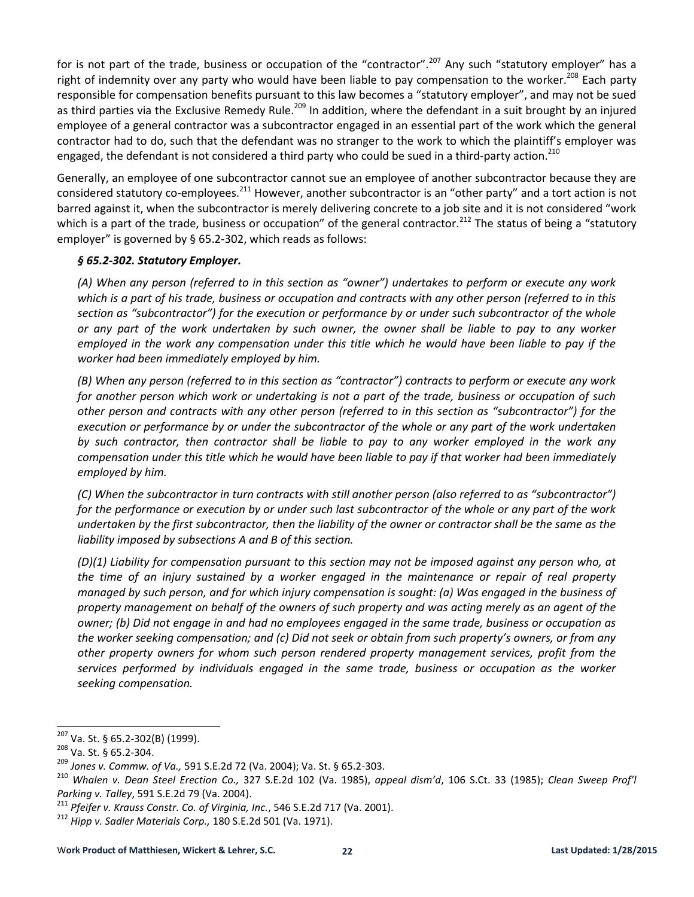for is not part of the trade, business or occupation of the "contractor".[207] Any such "statutory employer" has a right of indemnity over any party who would have been liable to pay compensation to the worker.[208] Each party responsible for compensation benefits pursuant to this law becomes a "statutory employer", and may not be sued as third parties via the Exclusive Remedy Rule.[209] In addition, where the defendant in a suit brought by an injured employee of a general contractor was a subcontractor engaged in an essential part of the work which the general contractor had to do, such that the defendant was no stranger to the work to which the plaintiff's employer was engaged, the defendant is not considered a third party who could be sued in a third-party action.[210]

Generally, an employee of one subcontractor cannot sue an employee of another subcontractor because they are considered statutory co-employees.[211] However, another subcontractor is an "other party" and a tort action is not barred against it, when the subcontractor is merely delivering concrete to a job site and it is not considered "work which is a part of the trade, business or occupation" of the general contractor.[212] The status of being a "statutory employer" is governed by § 65.2-302, which reads as follows:

> ***§ 65.2-302. Statutory Employer.***
>
> *(A) When any person (referred to in this section as "owner") undertakes to perform or execute any work which is a part of his trade, business or occupation and contracts with any other person (referred to in this section as "subcontractor") for the execution or performance by or under such subcontractor of the whole or any part of the work undertaken by such owner, the owner shall be liable to pay to any worker employed in the work any compensation under this title which he would have been liable to pay if the worker had been immediately employed by him.*
>
> *(B) When any person (referred to in this section as "contractor") contracts to perform or execute any work for another person which work or undertaking is not a part of the trade, business or occupation of such other person and contracts with any other person (referred to in this section as "subcontractor") for the execution or performance by or under the subcontractor of the whole or any part of the work undertaken by such contractor, then contractor shall be liable to pay to any worker employed in the work any compensation under this title which he would have been liable to pay if that worker had been immediately employed by him.*
>
> *(C) When the subcontractor in turn contracts with still another person (also referred to as "subcontractor") for the performance or execution by or under such last subcontractor of the whole or any part of the work undertaken by the first subcontractor, then the liability of the owner or contractor shall be the same as the liability imposed by subsections A and B of this section.*
>
> *(D)(1) Liability for compensation pursuant to this section may not be imposed against any person who, at the time of an injury sustained by a worker engaged in the maintenance or repair of real property managed by such person, and for which injury compensation is sought: (a) Was engaged in the business of property management on behalf of the owners of such property and was acting merely as an agent of the owner; (b) Did not engage in and had no employees engaged in the same trade, business or occupation as the worker seeking compensation; and (c) Did not seek or obtain from such property's owners, or from any other property owners for whom such person rendered property management services, profit from the services performed by individuals engaged in the same trade, business or occupation as the worker seeking compensation.*

---

[207] Va. St. § 65.2-302(B) (1999).

[208] Va. St. § 65.2-304.

[209] *Jones v. Commw. of Va.,* 591 S.E.2d 72 (Va. 2004); Va. St. § 65.2-303.

[210] *Whalen v. Dean Steel Erection Co.,* 327 S.E.2d 102 (Va. 1985), *appeal dism'd*, 106 S.Ct. 33 (1985); *Clean Sweep Prof'l Parking v. Talley*, 591 S.E.2d 79 (Va. 2004).

[211] *Pfeifer v. Krauss Constr. Co. of Virginia, Inc.*, 546 S.E.2d 717 (Va. 2001).

[212] *Hipp v. Sadler Materials Corp.,* 180 S.E.2d 501 (Va. 1971).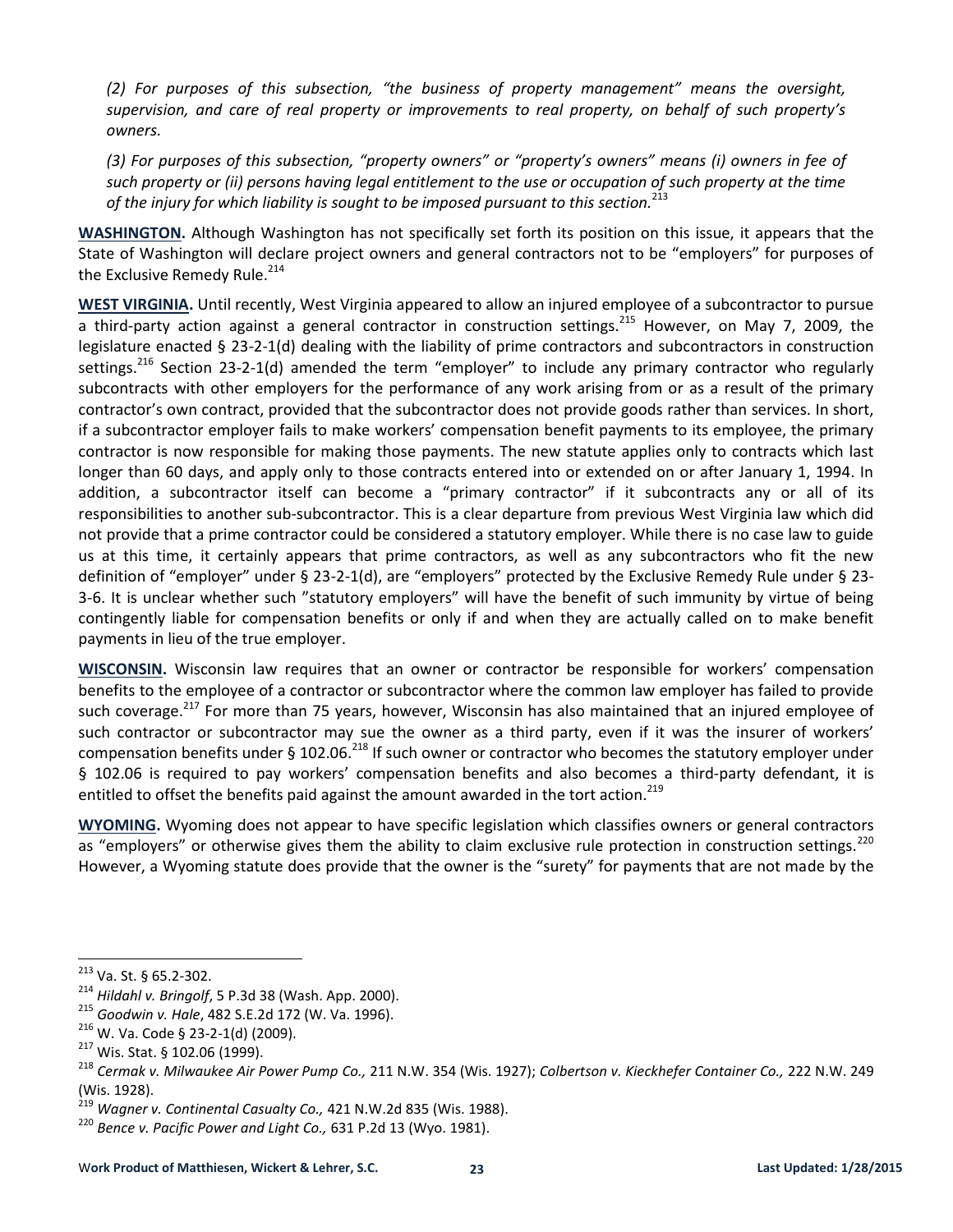*(2) For purposes of this subsection, "the business of property management" means the oversight, supervision, and care of real property or improvements to real property, on behalf of such property's owners.*

*(3) For purposes of this subsection, "property owners" or "property's owners" means (i) owners in fee of such property or (ii) persons having legal entitlement to the use or occupation of such property at the time of the injury for which liability is sought to be imposed pursuant to this section.*[213]

**WASHINGTON.** Although Washington has not specifically set forth its position on this issue, it appears that the State of Washington will declare project owners and general contractors not to be "employers" for purposes of the Exclusive Remedy Rule.[214]

**WEST VIRGINIA.** Until recently, West Virginia appeared to allow an injured employee of a subcontractor to pursue a third-party action against a general contractor in construction settings.[215] However, on May 7, 2009, the legislature enacted § 23-2-1(d) dealing with the liability of prime contractors and subcontractors in construction settings.[216] Section 23-2-1(d) amended the term "employer" to include any primary contractor who regularly subcontracts with other employers for the performance of any work arising from or as a result of the primary contractor's own contract, provided that the subcontractor does not provide goods rather than services. In short, if a subcontractor employer fails to make workers' compensation benefit payments to its employee, the primary contractor is now responsible for making those payments. The new statute applies only to contracts which last longer than 60 days, and apply only to those contracts entered into or extended on or after January 1, 1994. In addition, a subcontractor itself can become a "primary contractor" if it subcontracts any or all of its responsibilities to another sub-subcontractor. This is a clear departure from previous West Virginia law which did not provide that a prime contractor could be considered a statutory employer. While there is no case law to guide us at this time, it certainly appears that prime contractors, as well as any subcontractors who fit the new definition of "employer" under § 23-2-1(d), are "employers" protected by the Exclusive Remedy Rule under § 23-3-6. It is unclear whether such "statutory employers" will have the benefit of such immunity by virtue of being contingently liable for compensation benefits or only if and when they are actually called on to make benefit payments in lieu of the true employer.

**WISCONSIN.** Wisconsin law requires that an owner or contractor be responsible for workers' compensation benefits to the employee of a contractor or subcontractor where the common law employer has failed to provide such coverage.[217] For more than 75 years, however, Wisconsin has also maintained that an injured employee of such contractor or subcontractor may sue the owner as a third party, even if it was the insurer of workers' compensation benefits under § 102.06.[218] If such owner or contractor who becomes the statutory employer under § 102.06 is required to pay workers' compensation benefits and also becomes a third-party defendant, it is entitled to offset the benefits paid against the amount awarded in the tort action.[219]

**WYOMING.** Wyoming does not appear to have specific legislation which classifies owners or general contractors as "employers" or otherwise gives them the ability to claim exclusive rule protection in construction settings.[220] However, a Wyoming statute does provide that the owner is the "surety" for payments that are not made by the

---

[213] Va. St. § 65.2-302.

[214] *Hildahl v. Bringolf*, 5 P.3d 38 (Wash. App. 2000).

[215] *Goodwin v. Hale*, 482 S.E.2d 172 (W. Va. 1996).

[216] W. Va. Code § 23-2-1(d) (2009).

[217] Wis. Stat. § 102.06 (1999).

[218] *Cermak v. Milwaukee Air Power Pump Co.,* 211 N.W. 354 (Wis. 1927); *Colbertson v. Kieckhefer Container Co.,* 222 N.W. 249 (Wis. 1928).

[219] *Wagner v. Continental Casualty Co.,* 421 N.W.2d 835 (Wis. 1988).

[220] *Bence v. Pacific Power and Light Co.,* 631 P.2d 13 (Wyo. 1981).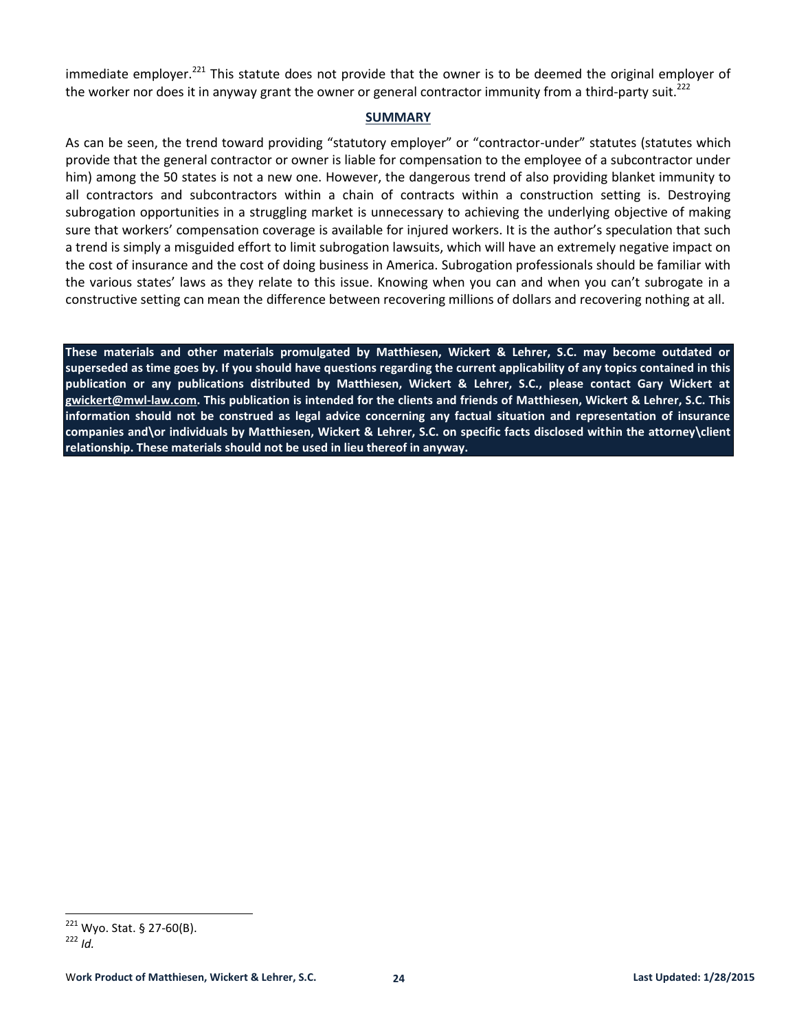immediate employer.[221] This statute does not provide that the owner is to be deemed the original employer of the worker nor does it in anyway grant the owner or general contractor immunity from a third-party suit.[222]

## SUMMARY

As can be seen, the trend toward providing "statutory employer" or "contractor-under" statutes (statutes which provide that the general contractor or owner is liable for compensation to the employee of a subcontractor under him) among the 50 states is not a new one. However, the dangerous trend of also providing blanket immunity to all contractors and subcontractors within a chain of contracts within a construction setting is. Destroying subrogation opportunities in a struggling market is unnecessary to achieving the underlying objective of making sure that workers' compensation coverage is available for injured workers. It is the author's speculation that such a trend is simply a misguided effort to limit subrogation lawsuits, which will have an extremely negative impact on the cost of insurance and the cost of doing business in America. Subrogation professionals should be familiar with the various states' laws as they relate to this issue. Knowing when you can and when you can't subrogate in a constructive setting can mean the difference between recovering millions of dollars and recovering nothing at all.

**These materials and other materials promulgated by Matthiesen, Wickert & Lehrer, S.C. may become outdated or superseded as time goes by. If you should have questions regarding the current applicability of any topics contained in this publication or any publications distributed by Matthiesen, Wickert & Lehrer, S.C., please contact Gary Wickert at gwickert@mwl-law.com. This publication is intended for the clients and friends of Matthiesen, Wickert & Lehrer, S.C. This information should not be construed as legal advice concerning any factual situation and representation of insurance companies and\or individuals by Matthiesen, Wickert & Lehrer, S.C. on specific facts disclosed within the attorney\client relationship. These materials should not be used in lieu thereof in anyway.**

---

[221] Wyo. Stat. § 27-60(B).

[222] *Id.*